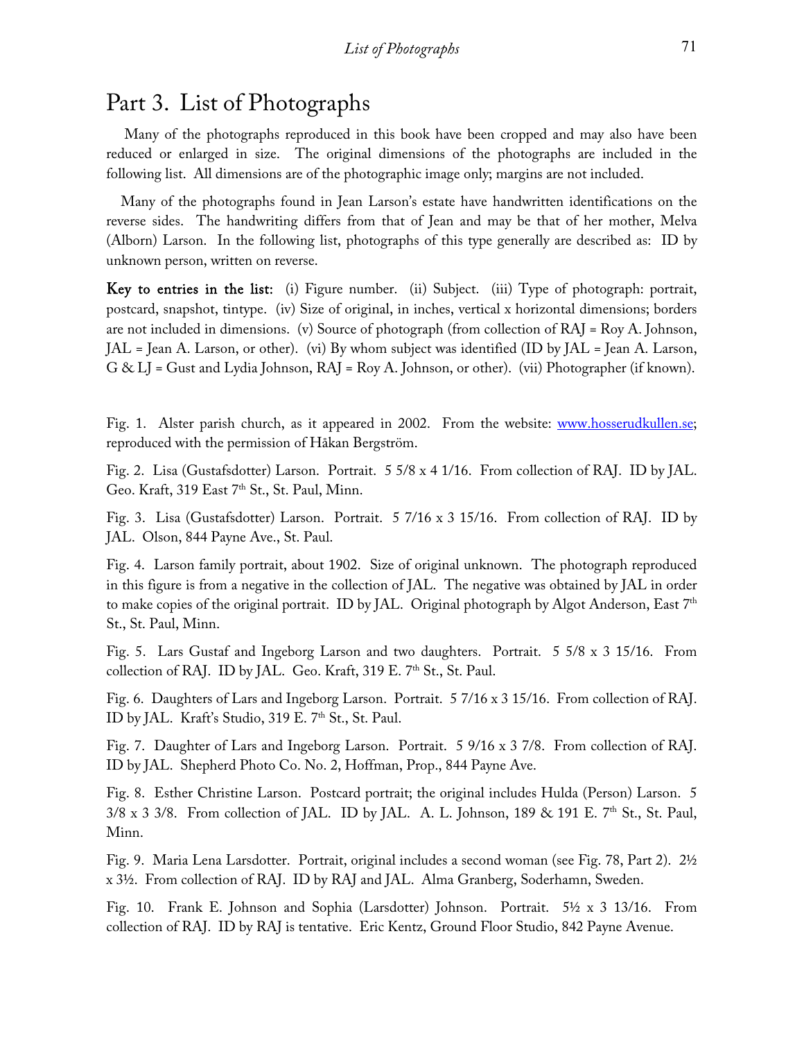# Part 3. List of Photographs

Many of the photographs reproduced in this book have been cropped and may also have been reduced or enlarged in size. The original dimensions of the photographs are included in the following list. All dimensions are of the photographic image only; margins are not included.

Many of the photographs found in Jean Larson's estate have handwritten identifications on the reverse sides. The handwriting differs from that of Jean and may be that of her mother, Melva (Alborn) Larson. In the following list, photographs of this type generally are described as: ID by unknown person, written on reverse.

**Key to entries in the list:** (i) Figure number. (ii) Subject. (iii) Type of photograph: portrait, postcard, snapshot, tintype. (iv) Size of original, in inches, vertical x horizontal dimensions; borders are not included in dimensions. (v) Source of photograph (from collection of RAJ = Roy A. Johnson, JAL = Jean A. Larson, or other). (vi) By whom subject was identified (ID by JAL = Jean A. Larson, G & LJ = Gust and Lydia Johnson, RAJ = Roy A. Johnson, or other). (vii) Photographer (if known).

Fig. 1. Alster parish church, as it appeared in 2002. From the website: www.hosserudkullen.se; reproduced with the permission of Håkan Bergström.

Fig. 2. Lisa (Gustafsdotter) Larson. Portrait. 5 5/8 x 4 1/16. From collection of RAJ. ID by JAL. Geo. Kraft, 319 East 7th St., St. Paul, Minn.

Fig. 3. Lisa (Gustafsdotter) Larson. Portrait. 5 7/16 x 3 15/16. From collection of RAJ. ID by JAL. Olson, 844 Payne Ave., St. Paul.

Fig. 4. Larson family portrait, about 1902. Size of original unknown. The photograph reproduced in this figure is from a negative in the collection of JAL. The negative was obtained by JAL in order to make copies of the original portrait. ID by JAL. Original photograph by Algot Anderson, East 7th St., St. Paul, Minn.

Fig. 5. Lars Gustaf and Ingeborg Larson and two daughters. Portrait. 5 5/8 x 3 15/16. From collection of RAJ. ID by JAL. Geo. Kraft, 319 E. 7th St., St. Paul.

Fig. 6. Daughters of Lars and Ingeborg Larson. Portrait. 5 7/16 x 3 15/16. From collection of RAJ. ID by JAL. Kraft's Studio, 319 E. 7th St., St. Paul.

Fig. 7. Daughter of Lars and Ingeborg Larson. Portrait. 5 9/16 x 3 7/8. From collection of RAJ. ID by JAL. Shepherd Photo Co. No. 2, Hoffman, Prop., 844 Payne Ave.

Fig. 8. Esther Christine Larson. Postcard portrait; the original includes Hulda (Person) Larson. 5 3/8 x 3 3/8. From collection of JAL. ID by JAL. A. L. Johnson, 189 & 191 E. 7th St., St. Paul, Minn.

Fig. 9. Maria Lena Larsdotter. Portrait, original includes a second woman (see Fig. 78, Part 2). 2½ x 3½. From collection of RAJ. ID by RAJ and JAL. Alma Granberg, Soderhamn, Sweden.

Fig. 10. Frank E. Johnson and Sophia (Larsdotter) Johnson. Portrait. 5½ x 3 13/16. From collection of RAJ. ID by RAJ is tentative. Eric Kentz, Ground Floor Studio, 842 Payne Avenue.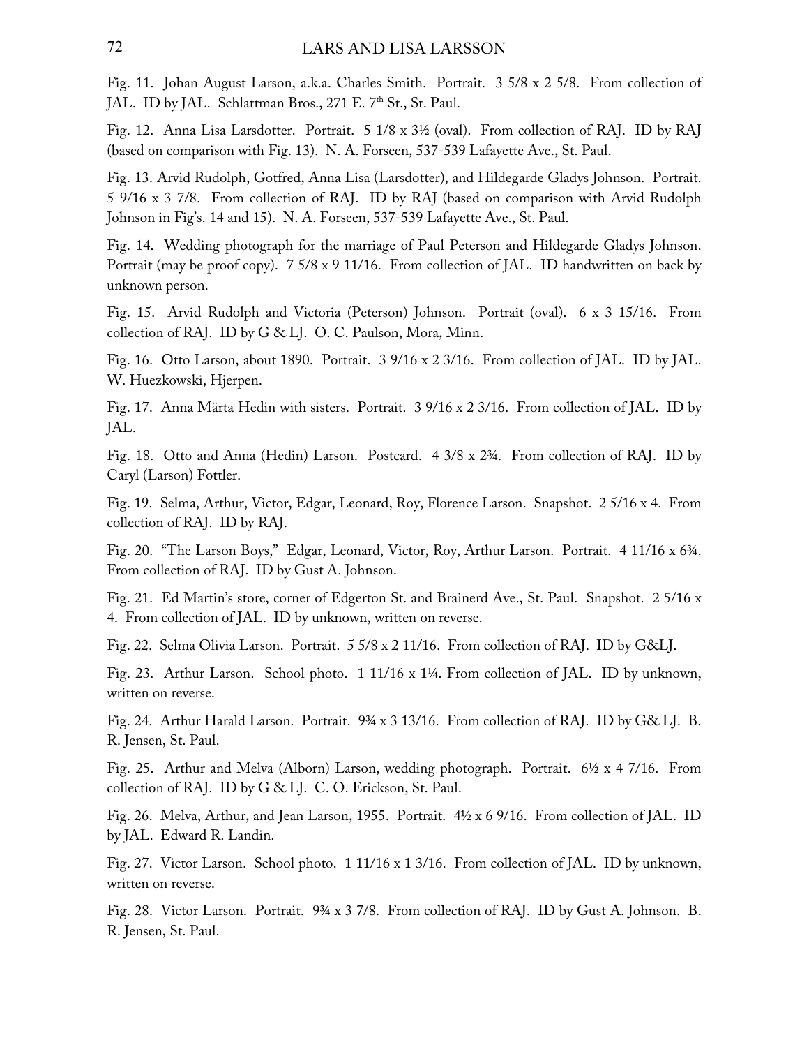Fig. 11. Johan August Larson, a.k.a. Charles Smith. Portrait. 3 5/8 x 2 5/8. From collection of JAL. ID by JAL. Schlattman Bros., 271 E. 7th St., St. Paul.

Fig. 12. Anna Lisa Larsdotter. Portrait. 5 1/8 x 3½ (oval). From collection of RAJ. ID by RAJ (based on comparison with Fig. 13). N. A. Forseen, 537-539 Lafayette Ave., St. Paul.

Fig. 13. Arvid Rudolph, Gotfred, Anna Lisa (Larsdotter), and Hildegarde Gladys Johnson. Portrait. 5 9/16 x 3 7/8. From collection of RAJ. ID by RAJ (based on comparison with Arvid Rudolph Johnson in Fig's. 14 and 15). N. A. Forseen, 537-539 Lafayette Ave., St. Paul.

Fig. 14. Wedding photograph for the marriage of Paul Peterson and Hildegarde Gladys Johnson. Portrait (may be proof copy). 7 5/8 x 9 11/16. From collection of JAL. ID handwritten on back by unknown person.

Fig. 15. Arvid Rudolph and Victoria (Peterson) Johnson. Portrait (oval). 6 x 3 15/16. From collection of RAJ. ID by G & LJ. O. C. Paulson, Mora, Minn.

Fig. 16. Otto Larson, about 1890. Portrait. 3 9/16 x 2 3/16. From collection of JAL. ID by JAL. W. Huezkowski, Hjerpen.

Fig. 17. Anna Märta Hedin with sisters. Portrait. 3 9/16 x 2 3/16. From collection of JAL. ID by JAL.

Fig. 18. Otto and Anna (Hedin) Larson. Postcard. 4 3/8 x 2¾. From collection of RAJ. ID by Caryl (Larson) Fottler.

Fig. 19. Selma, Arthur, Victor, Edgar, Leonard, Roy, Florence Larson. Snapshot. 2 5/16 x 4. From collection of RAJ. ID by RAJ.

Fig. 20. "The Larson Boys," Edgar, Leonard, Victor, Roy, Arthur Larson. Portrait. 4 11/16 x 6¾. From collection of RAJ. ID by Gust A. Johnson.

Fig. 21. Ed Martin's store, corner of Edgerton St. and Brainerd Ave., St. Paul. Snapshot. 2 5/16 x 4. From collection of JAL. ID by unknown, written on reverse.

Fig. 22. Selma Olivia Larson. Portrait. 5 5/8 x 2 11/16. From collection of RAJ. ID by G&LJ.

Fig. 23. Arthur Larson. School photo. 1 11/16 x 1¼. From collection of JAL. ID by unknown, written on reverse.

Fig. 24. Arthur Harald Larson. Portrait. 9¾ x 3 13/16. From collection of RAJ. ID by G& LJ. B. R. Jensen, St. Paul.

Fig. 25. Arthur and Melva (Alborn) Larson, wedding photograph. Portrait. 6½ x 4 7/16. From collection of RAJ. ID by G & LJ. C. O. Erickson, St. Paul.

Fig. 26. Melva, Arthur, and Jean Larson, 1955. Portrait. 4½ x 6 9/16. From collection of JAL. ID by JAL. Edward R. Landin.

Fig. 27. Victor Larson. School photo. 1 11/16 x 1 3/16. From collection of JAL. ID by unknown, written on reverse.

Fig. 28. Victor Larson. Portrait. 9¾ x 3 7/8. From collection of RAJ. ID by Gust A. Johnson. B. R. Jensen, St. Paul.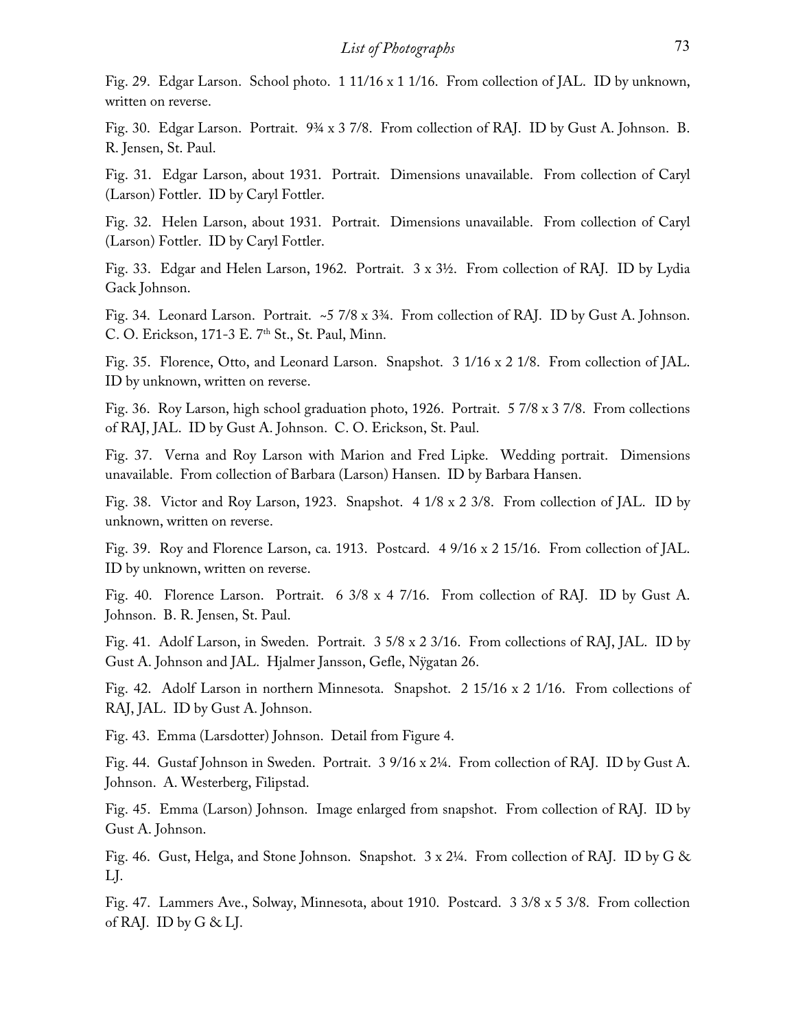Fig. 29. Edgar Larson. School photo. 1 11/16 x 1 1/16. From collection of JAL. ID by unknown, written on reverse.

Fig. 30. Edgar Larson. Portrait. 9¾ x 3 7/8. From collection of RAJ. ID by Gust A. Johnson. B. R. Jensen, St. Paul.

Fig. 31. Edgar Larson, about 1931. Portrait. Dimensions unavailable. From collection of Caryl (Larson) Fottler. ID by Caryl Fottler.

Fig. 32. Helen Larson, about 1931. Portrait. Dimensions unavailable. From collection of Caryl (Larson) Fottler. ID by Caryl Fottler.

Fig. 33. Edgar and Helen Larson, 1962. Portrait. 3 x 3½. From collection of RAJ. ID by Lydia Gack Johnson.

Fig. 34. Leonard Larson. Portrait. ~5 7/8 x 3¾. From collection of RAJ. ID by Gust A. Johnson. C. O. Erickson, 171-3 E. 7th St., St. Paul, Minn.

Fig. 35. Florence, Otto, and Leonard Larson. Snapshot. 3 1/16 x 2 1/8. From collection of JAL. ID by unknown, written on reverse.

Fig. 36. Roy Larson, high school graduation photo, 1926. Portrait. 5 7/8 x 3 7/8. From collections of RAJ, JAL. ID by Gust A. Johnson. C. O. Erickson, St. Paul.

Fig. 37. Verna and Roy Larson with Marion and Fred Lipke. Wedding portrait. Dimensions unavailable. From collection of Barbara (Larson) Hansen. ID by Barbara Hansen.

Fig. 38. Victor and Roy Larson, 1923. Snapshot. 4 1/8 x 2 3/8. From collection of JAL. ID by unknown, written on reverse.

Fig. 39. Roy and Florence Larson, ca. 1913. Postcard. 4 9/16 x 2 15/16. From collection of JAL. ID by unknown, written on reverse.

Fig. 40. Florence Larson. Portrait. 6 3/8 x 4 7/16. From collection of RAJ. ID by Gust A. Johnson. B. R. Jensen, St. Paul.

Fig. 41. Adolf Larson, in Sweden. Portrait. 3 5/8 x 2 3/16. From collections of RAJ, JAL. ID by Gust A. Johnson and JAL. Hjalmer Jansson, Gefle, Nÿgatan 26.

Fig. 42. Adolf Larson in northern Minnesota. Snapshot. 2 15/16 x 2 1/16. From collections of RAJ, JAL. ID by Gust A. Johnson.

Fig. 43. Emma (Larsdotter) Johnson. Detail from Figure 4.

Fig. 44. Gustaf Johnson in Sweden. Portrait. 3 9/16 x 2¼. From collection of RAJ. ID by Gust A. Johnson. A. Westerberg, Filipstad.

Fig. 45. Emma (Larson) Johnson. Image enlarged from snapshot. From collection of RAJ. ID by Gust A. Johnson.

Fig. 46. Gust, Helga, and Stone Johnson. Snapshot. 3 x 2¼. From collection of RAJ. ID by G & LJ.

Fig. 47. Lammers Ave., Solway, Minnesota, about 1910. Postcard. 3 3/8 x 5 3/8. From collection of RAJ. ID by G & LJ.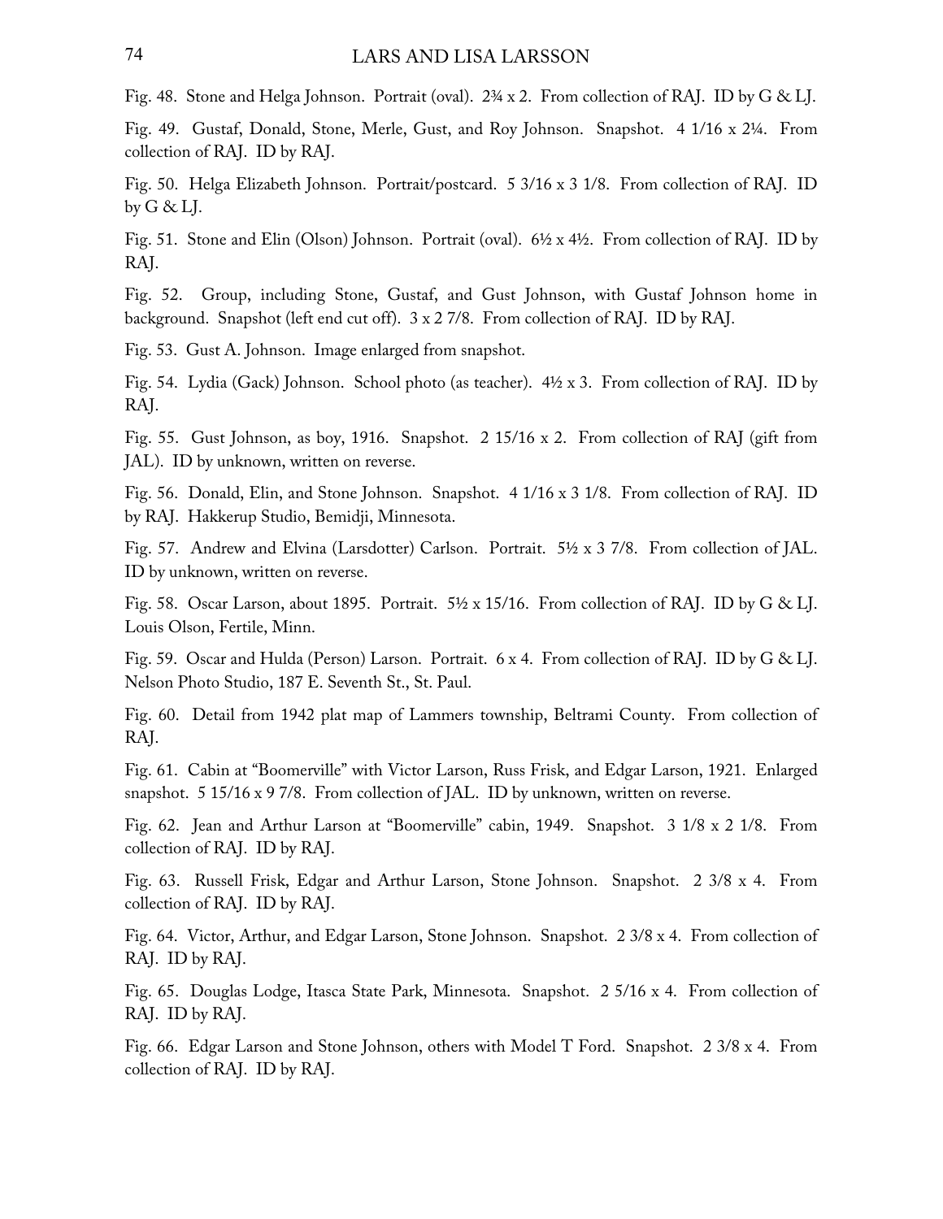Fig. 48. Stone and Helga Johnson. Portrait (oval). 2¾ x 2. From collection of RAJ. ID by G & LJ.

Fig. 49. Gustaf, Donald, Stone, Merle, Gust, and Roy Johnson. Snapshot. 4 1/16 x 2¼. From collection of RAJ. ID by RAJ.

Fig. 50. Helga Elizabeth Johnson. Portrait/postcard. 5 3/16 x 3 1/8. From collection of RAJ. ID by G & LJ.

Fig. 51. Stone and Elin (Olson) Johnson. Portrait (oval). 6½ x 4½. From collection of RAJ. ID by RAJ.

Fig. 52. Group, including Stone, Gustaf, and Gust Johnson, with Gustaf Johnson home in background. Snapshot (left end cut off). 3 x 2 7/8. From collection of RAJ. ID by RAJ.

Fig. 53. Gust A. Johnson. Image enlarged from snapshot.

Fig. 54. Lydia (Gack) Johnson. School photo (as teacher). 4½ x 3. From collection of RAJ. ID by RAJ.

Fig. 55. Gust Johnson, as boy, 1916. Snapshot. 2 15/16 x 2. From collection of RAJ (gift from JAL). ID by unknown, written on reverse.

Fig. 56. Donald, Elin, and Stone Johnson. Snapshot. 4 1/16 x 3 1/8. From collection of RAJ. ID by RAJ. Hakkerup Studio, Bemidji, Minnesota.

Fig. 57. Andrew and Elvina (Larsdotter) Carlson. Portrait. 5½ x 3 7/8. From collection of JAL. ID by unknown, written on reverse.

Fig. 58. Oscar Larson, about 1895. Portrait. 5½ x 15/16. From collection of RAJ. ID by G & LJ. Louis Olson, Fertile, Minn.

Fig. 59. Oscar and Hulda (Person) Larson. Portrait. 6 x 4. From collection of RAJ. ID by G & LJ. Nelson Photo Studio, 187 E. Seventh St., St. Paul.

Fig. 60. Detail from 1942 plat map of Lammers township, Beltrami County. From collection of RAJ.

Fig. 61. Cabin at "Boomerville" with Victor Larson, Russ Frisk, and Edgar Larson, 1921. Enlarged snapshot. 5 15/16 x 9 7/8. From collection of JAL. ID by unknown, written on reverse.

Fig. 62. Jean and Arthur Larson at "Boomerville" cabin, 1949. Snapshot. 3 1/8 x 2 1/8. From collection of RAJ. ID by RAJ.

Fig. 63. Russell Frisk, Edgar and Arthur Larson, Stone Johnson. Snapshot. 2 3/8 x 4. From collection of RAJ. ID by RAJ.

Fig. 64. Victor, Arthur, and Edgar Larson, Stone Johnson. Snapshot. 2 3/8 x 4. From collection of RAJ. ID by RAJ.

Fig. 65. Douglas Lodge, Itasca State Park, Minnesota. Snapshot. 2 5/16 x 4. From collection of RAJ. ID by RAJ.

Fig. 66. Edgar Larson and Stone Johnson, others with Model T Ford. Snapshot. 2 3/8 x 4. From collection of RAJ. ID by RAJ.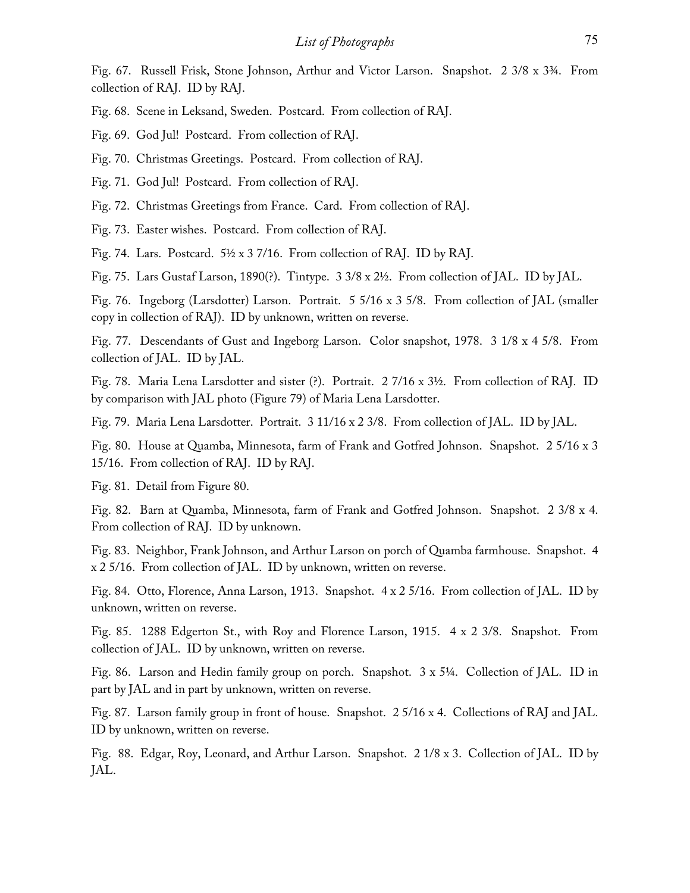Fig. 67. Russell Frisk, Stone Johnson, Arthur and Victor Larson. Snapshot. 2 3/8 x 3¾. From collection of RAJ. ID by RAJ.

Fig. 68. Scene in Leksand, Sweden. Postcard. From collection of RAJ.

Fig. 69. God Jul! Postcard. From collection of RAJ.

Fig. 70. Christmas Greetings. Postcard. From collection of RAJ.

Fig. 71. God Jul! Postcard. From collection of RAJ.

Fig. 72. Christmas Greetings from France. Card. From collection of RAJ.

Fig. 73. Easter wishes. Postcard. From collection of RAJ.

Fig. 74. Lars. Postcard. 5½ x 3 7/16. From collection of RAJ. ID by RAJ.

Fig. 75. Lars Gustaf Larson, 1890(?). Tintype. 3 3/8 x 2½. From collection of JAL. ID by JAL.

Fig. 76. Ingeborg (Larsdotter) Larson. Portrait. 5 5/16 x 3 5/8. From collection of JAL (smaller copy in collection of RAJ). ID by unknown, written on reverse.

Fig. 77. Descendants of Gust and Ingeborg Larson. Color snapshot, 1978. 3 1/8 x 4 5/8. From collection of JAL. ID by JAL.

Fig. 78. Maria Lena Larsdotter and sister (?). Portrait. 2 7/16 x 3½. From collection of RAJ. ID by comparison with JAL photo (Figure 79) of Maria Lena Larsdotter.

Fig. 79. Maria Lena Larsdotter. Portrait. 3 11/16 x 2 3/8. From collection of JAL. ID by JAL.

Fig. 80. House at Quamba, Minnesota, farm of Frank and Gotfred Johnson. Snapshot. 2 5/16 x 3 15/16. From collection of RAJ. ID by RAJ.

Fig. 81. Detail from Figure 80.

Fig. 82. Barn at Quamba, Minnesota, farm of Frank and Gotfred Johnson. Snapshot. 2 3/8 x 4. From collection of RAJ. ID by unknown.

Fig. 83. Neighbor, Frank Johnson, and Arthur Larson on porch of Quamba farmhouse. Snapshot. 4 x 2 5/16. From collection of JAL. ID by unknown, written on reverse.

Fig. 84. Otto, Florence, Anna Larson, 1913. Snapshot. 4 x 2 5/16. From collection of JAL. ID by unknown, written on reverse.

Fig. 85. 1288 Edgerton St., with Roy and Florence Larson, 1915. 4 x 2 3/8. Snapshot. From collection of JAL. ID by unknown, written on reverse.

Fig. 86. Larson and Hedin family group on porch. Snapshot. 3 x 5¼. Collection of JAL. ID in part by JAL and in part by unknown, written on reverse.

Fig. 87. Larson family group in front of house. Snapshot. 2 5/16 x 4. Collections of RAJ and JAL. ID by unknown, written on reverse.

Fig. 88. Edgar, Roy, Leonard, and Arthur Larson. Snapshot. 2 1/8 x 3. Collection of JAL. ID by JAL.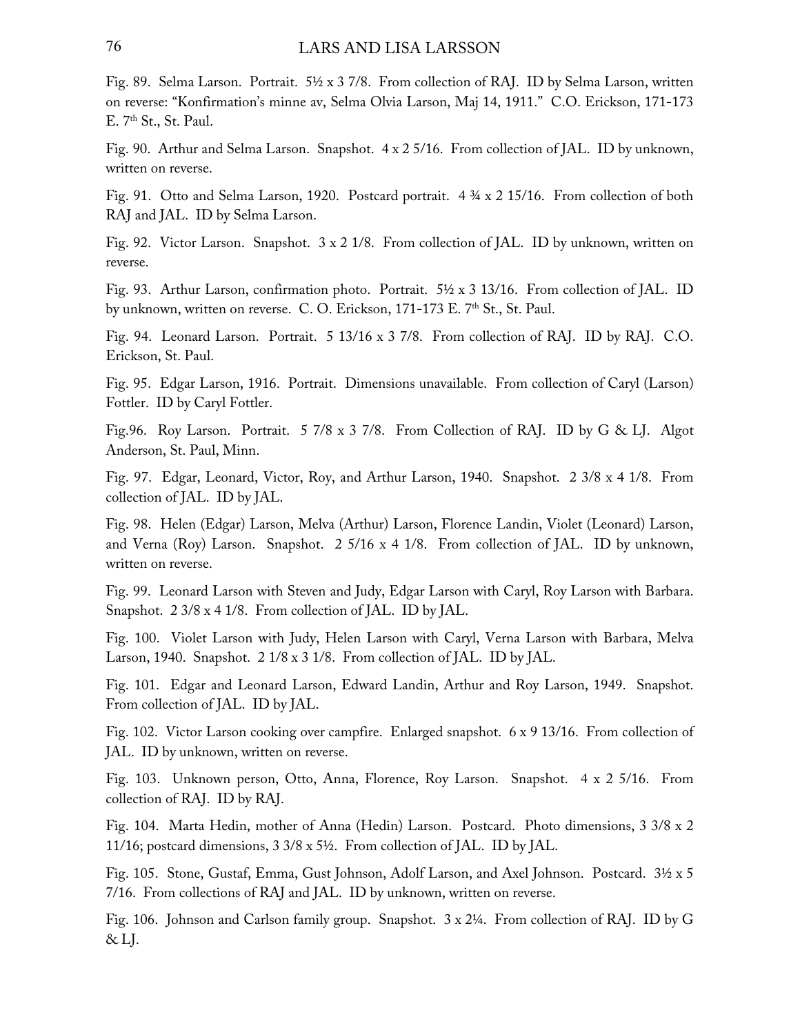Fig. 89. Selma Larson. Portrait. 5½ x 3 7/8. From collection of RAJ. ID by Selma Larson, written on reverse: "Konfirmation's minne av, Selma Olvia Larson, Maj 14, 1911." C.O. Erickson, 171-173 E. 7th St., St. Paul.

Fig. 90. Arthur and Selma Larson. Snapshot. 4 x 2 5/16. From collection of JAL. ID by unknown, written on reverse.

Fig. 91. Otto and Selma Larson, 1920. Postcard portrait. 4 ¾ x 2 15/16. From collection of both RAJ and JAL. ID by Selma Larson.

Fig. 92. Victor Larson. Snapshot. 3 x 2 1/8. From collection of JAL. ID by unknown, written on reverse.

Fig. 93. Arthur Larson, confirmation photo. Portrait. 5½ x 3 13/16. From collection of JAL. ID by unknown, written on reverse. C. O. Erickson, 171-173 E. 7th St., St. Paul.

Fig. 94. Leonard Larson. Portrait. 5 13/16 x 3 7/8. From collection of RAJ. ID by RAJ. C.O. Erickson, St. Paul.

Fig. 95. Edgar Larson, 1916. Portrait. Dimensions unavailable. From collection of Caryl (Larson) Fottler. ID by Caryl Fottler.

Fig.96. Roy Larson. Portrait. 5 7/8 x 3 7/8. From Collection of RAJ. ID by G & LJ. Algot Anderson, St. Paul, Minn.

Fig. 97. Edgar, Leonard, Victor, Roy, and Arthur Larson, 1940. Snapshot. 2 3/8 x 4 1/8. From collection of JAL. ID by JAL.

Fig. 98. Helen (Edgar) Larson, Melva (Arthur) Larson, Florence Landin, Violet (Leonard) Larson, and Verna (Roy) Larson. Snapshot. 2 5/16 x 4 1/8. From collection of JAL. ID by unknown, written on reverse.

Fig. 99. Leonard Larson with Steven and Judy, Edgar Larson with Caryl, Roy Larson with Barbara. Snapshot. 2 3/8 x 4 1/8. From collection of JAL. ID by JAL.

Fig. 100. Violet Larson with Judy, Helen Larson with Caryl, Verna Larson with Barbara, Melva Larson, 1940. Snapshot. 2 1/8 x 3 1/8. From collection of JAL. ID by JAL.

Fig. 101. Edgar and Leonard Larson, Edward Landin, Arthur and Roy Larson, 1949. Snapshot. From collection of JAL. ID by JAL.

Fig. 102. Victor Larson cooking over campfire. Enlarged snapshot. 6 x 9 13/16. From collection of JAL. ID by unknown, written on reverse.

Fig. 103. Unknown person, Otto, Anna, Florence, Roy Larson. Snapshot. 4 x 2 5/16. From collection of RAJ. ID by RAJ.

Fig. 104. Marta Hedin, mother of Anna (Hedin) Larson. Postcard. Photo dimensions, 3 3/8 x 2 11/16; postcard dimensions, 3 3/8 x 5½. From collection of JAL. ID by JAL.

Fig. 105. Stone, Gustaf, Emma, Gust Johnson, Adolf Larson, and Axel Johnson. Postcard. 3½ x 5 7/16. From collections of RAJ and JAL. ID by unknown, written on reverse.

Fig. 106. Johnson and Carlson family group. Snapshot. 3 x 2¼. From collection of RAJ. ID by G & LJ.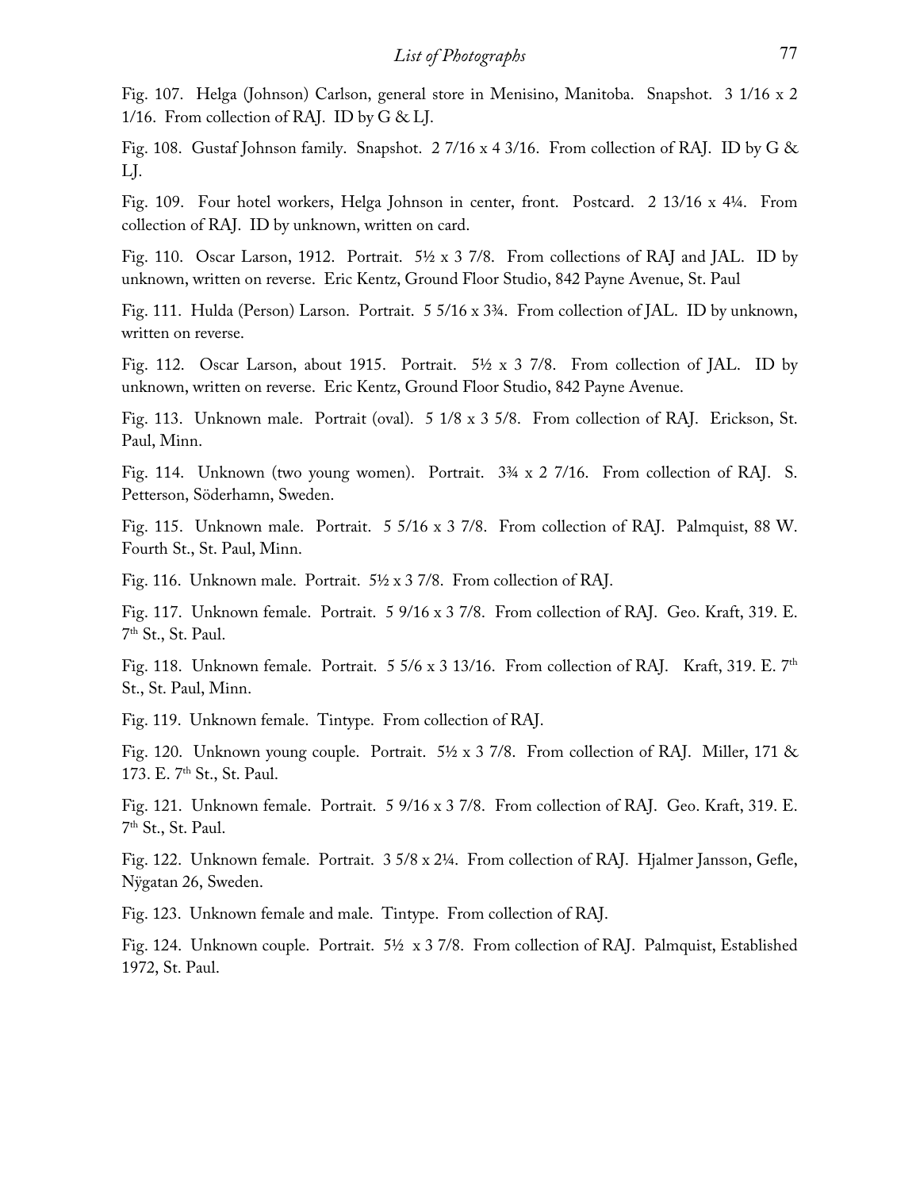Fig. 107. Helga (Johnson) Carlson, general store in Menisino, Manitoba. Snapshot. 3 1/16 x 2 1/16. From collection of RAJ. ID by G & LJ.

Fig. 108. Gustaf Johnson family. Snapshot. 2 7/16 x 4 3/16. From collection of RAJ. ID by G & LJ.

Fig. 109. Four hotel workers, Helga Johnson in center, front. Postcard. 2 13/16 x 4¼. From collection of RAJ. ID by unknown, written on card.

Fig. 110. Oscar Larson, 1912. Portrait. 5½ x 3 7/8. From collections of RAJ and JAL. ID by unknown, written on reverse. Eric Kentz, Ground Floor Studio, 842 Payne Avenue, St. Paul

Fig. 111. Hulda (Person) Larson. Portrait. 5 5/16 x 3¾. From collection of JAL. ID by unknown, written on reverse.

Fig. 112. Oscar Larson, about 1915. Portrait. 5½ x 3 7/8. From collection of JAL. ID by unknown, written on reverse. Eric Kentz, Ground Floor Studio, 842 Payne Avenue.

Fig. 113. Unknown male. Portrait (oval). 5 1/8 x 3 5/8. From collection of RAJ. Erickson, St. Paul, Minn.

Fig. 114. Unknown (two young women). Portrait. 3¾ x 2 7/16. From collection of RAJ. S. Petterson, Söderhamn, Sweden.

Fig. 115. Unknown male. Portrait. 5 5/16 x 3 7/8. From collection of RAJ. Palmquist, 88 W. Fourth St., St. Paul, Minn.

Fig. 116. Unknown male. Portrait. 5½ x 3 7/8. From collection of RAJ.

Fig. 117. Unknown female. Portrait. 5 9/16 x 3 7/8. From collection of RAJ. Geo. Kraft, 319. E. 7th St., St. Paul.

Fig. 118. Unknown female. Portrait. 5 5/6 x 3 13/16. From collection of RAJ. Kraft, 319. E. 7th St., St. Paul, Minn.

Fig. 119. Unknown female. Tintype. From collection of RAJ.

Fig. 120. Unknown young couple. Portrait. 5½ x 3 7/8. From collection of RAJ. Miller, 171 & 173. E. 7th St., St. Paul.

Fig. 121. Unknown female. Portrait. 5 9/16 x 3 7/8. From collection of RAJ. Geo. Kraft, 319. E. 7th St., St. Paul.

Fig. 122. Unknown female. Portrait. 3 5/8 x 2¼. From collection of RAJ. Hjalmer Jansson, Gefle, Nÿgatan 26, Sweden.

Fig. 123. Unknown female and male. Tintype. From collection of RAJ.

Fig. 124. Unknown couple. Portrait. 5½ x 3 7/8. From collection of RAJ. Palmquist, Established 1972, St. Paul.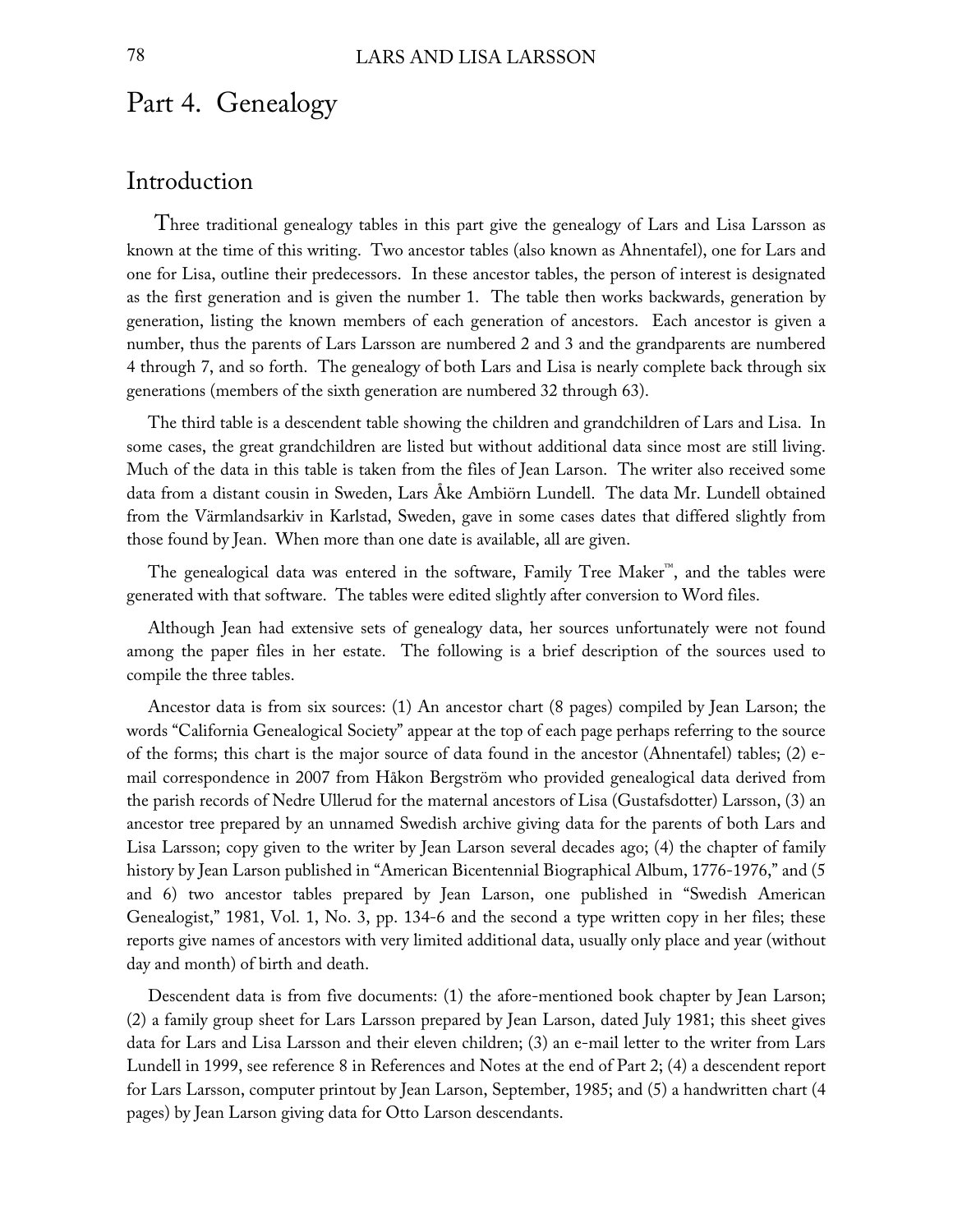# Part 4. Genealogy

## Introduction

Three traditional genealogy tables in this part give the genealogy of Lars and Lisa Larsson as known at the time of this writing. Two ancestor tables (also known as Ahnentafel), one for Lars and one for Lisa, outline their predecessors. In these ancestor tables, the person of interest is designated as the first generation and is given the number 1. The table then works backwards, generation by generation, listing the known members of each generation of ancestors. Each ancestor is given a number, thus the parents of Lars Larsson are numbered 2 and 3 and the grandparents are numbered 4 through 7, and so forth. The genealogy of both Lars and Lisa is nearly complete back through six generations (members of the sixth generation are numbered 32 through 63).

The third table is a descendent table showing the children and grandchildren of Lars and Lisa. In some cases, the great grandchildren are listed but without additional data since most are still living. Much of the data in this table is taken from the files of Jean Larson. The writer also received some data from a distant cousin in Sweden, Lars Åke Ambiörn Lundell. The data Mr. Lundell obtained from the Värmlandsarkiv in Karlstad, Sweden, gave in some cases dates that differed slightly from those found by Jean. When more than one date is available, all are given.

The genealogical data was entered in the software, Family Tree Maker™, and the tables were generated with that software. The tables were edited slightly after conversion to Word files.

Although Jean had extensive sets of genealogy data, her sources unfortunately were not found among the paper files in her estate. The following is a brief description of the sources used to compile the three tables.

Ancestor data is from six sources: (1) An ancestor chart (8 pages) compiled by Jean Larson; the words "California Genealogical Society" appear at the top of each page perhaps referring to the source of the forms; this chart is the major source of data found in the ancestor (Ahnentafel) tables; (2) e-mail correspondence in 2007 from Håkon Bergström who provided genealogical data derived from the parish records of Nedre Ullerud for the maternal ancestors of Lisa (Gustafsdotter) Larsson, (3) an ancestor tree prepared by an unnamed Swedish archive giving data for the parents of both Lars and Lisa Larsson; copy given to the writer by Jean Larson several decades ago; (4) the chapter of family history by Jean Larson published in "American Bicentennial Biographical Album, 1776-1976," and (5 and 6) two ancestor tables prepared by Jean Larson, one published in "Swedish American Genealogist," 1981, Vol. 1, No. 3, pp. 134-6 and the second a type written copy in her files; these reports give names of ancestors with very limited additional data, usually only place and year (without day and month) of birth and death.

Descendent data is from five documents: (1) the afore-mentioned book chapter by Jean Larson; (2) a family group sheet for Lars Larsson prepared by Jean Larson, dated July 1981; this sheet gives data for Lars and Lisa Larsson and their eleven children; (3) an e-mail letter to the writer from Lars Lundell in 1999, see reference 8 in References and Notes at the end of Part 2; (4) a descendent report for Lars Larsson, computer printout by Jean Larson, September, 1985; and (5) a handwritten chart (4 pages) by Jean Larson giving data for Otto Larson descendants.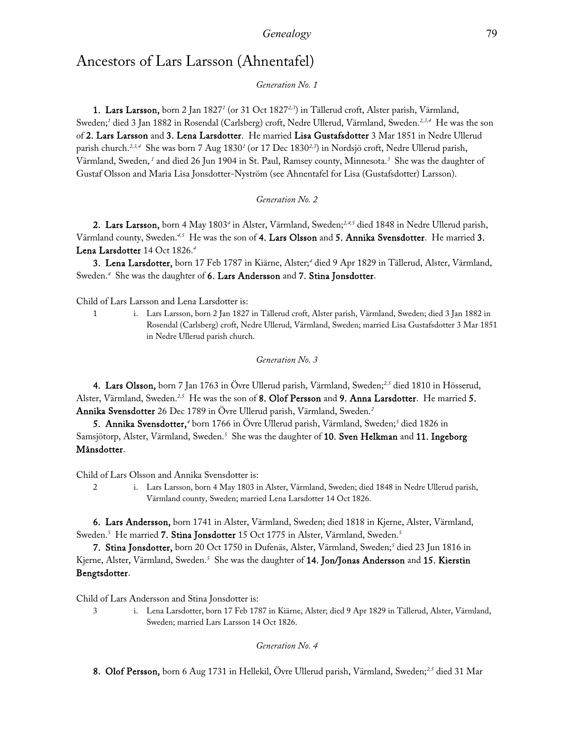# Ancestors of Lars Larsson (Ahnentafel)

*Generation No. 1*

**1. Lars Larsson,** born 2 Jan 1827[1] (or 31 Oct 1827[2,3]) in Tällerud croft, Alster parish, Värmland, Sweden;[1] died 3 Jan 1882 in Rosendal (Carlsberg) croft, Nedre Ullerud, Värmland, Sweden.[2,3,4] He was the son of **2. Lars Larsson** and **3. Lena Larsdotter**. He married **Lisa Gustafsdotter** 3 Mar 1851 in Nedre Ullerud parish church.[2,3,4] She was born 7 Aug 1830[1] (or 17 Dec 1830[2,3]) in Nordsjö croft, Nedre Ullerud parish, Värmland, Sweden,[1] and died 26 Jun 1904 in St. Paul, Ramsey county, Minnesota.[3] She was the daughter of Gustaf Olsson and Maria Lisa Jonsdotter-Nyström (see Ahnentafel for Lisa (Gustafsdotter) Larsson).

*Generation No. 2*

**2. Lars Larsson,** born 4 May 1803[4] in Alster, Värmland, Sweden;[2,4,5] died 1848 in Nedre Ullerud parish, Värmland county, Sweden.[4,5] He was the son of **4. Lars Olsson** and **5. Annika Svensdotter**. He married **3. Lena Larsdotter** 14 Oct 1826.[4]

**3. Lena Larsdotter,** born 17 Feb 1787 in Kiärne, Alster;[4] died 9 Apr 1829 in Tällerud, Alster, Värmland, Sweden.[4] She was the daughter of **6. Lars Andersson** and **7. Stina Jonsdotter**.

Child of Lars Larsson and Lena Larsdotter is:

1 &nbsp;&nbsp;&nbsp; i. Lars Larsson, born 2 Jan 1827 in Tällerud croft, Alster parish, Värmland, Sweden; died 3 Jan 1882 in Rosendal (Carlsberg) croft, Nedre Ullerud, Värmland, Sweden; married Lisa Gustafsdotter 3 Mar 1851 in Nedre Ullerud parish church.

*Generation No. 3*

**4. Lars Olsson,** born 7 Jan 1763 in Övre Ullerud parish, Värmland, Sweden;[2,5] died 1810 in Hösserud, Alster, Värmland, Sweden.[2,5] He was the son of **8. Olof Persson** and **9. Anna Larsdotter**. He married **5. Annika Svensdotter** 26 Dec 1789 in Övre Ullerud parish, Värmland, Sweden.[2]

**5. Annika Svensdotter,**[4] born 1766 in Övre Ullerud parish, Värmland, Sweden;[5] died 1826 in Samsjötorp, Alster, Värmland, Sweden.[5] She was the daughter of **10. Sven Helkman** and **11. Ingeborg Månsdotter**.

Child of Lars Olsson and Annika Svensdotter is:

2 &nbsp;&nbsp;&nbsp; i. Lars Larsson, born 4 May 1803 in Alster, Värmland, Sweden; died 1848 in Nedre Ullerud parish, Värmland county, Sweden; married Lena Larsdotter 14 Oct 1826.

**6. Lars Andersson,** born 1741 in Alster, Värmland, Sweden; died 1818 in Kjerne, Alster, Värmland, Sweden.[5] He married **7. Stina Jonsdotter** 15 Oct 1775 in Alster, Värmland, Sweden.[5]

**7. Stina Jonsdotter,** born 20 Oct 1750 in Dufenäs, Alster, Värmland, Sweden;[5] died 23 Jun 1816 in Kjerne, Alster, Värmland, Sweden.[5] She was the daughter of **14. Jon/Jonas Andersson** and **15. Kierstin Bengtsdotter**.

Child of Lars Andersson and Stina Jonsdotter is:

3 &nbsp;&nbsp;&nbsp; i. Lena Larsdotter, born 17 Feb 1787 in Kiärne, Alster; died 9 Apr 1829 in Tällerud, Alster, Värmland, Sweden; married Lars Larsson 14 Oct 1826.

*Generation No. 4*

**8. Olof Persson,** born 6 Aug 1731 in Hellekil, Övre Ullerud parish, Värmland, Sweden;[2,5] died 31 Mar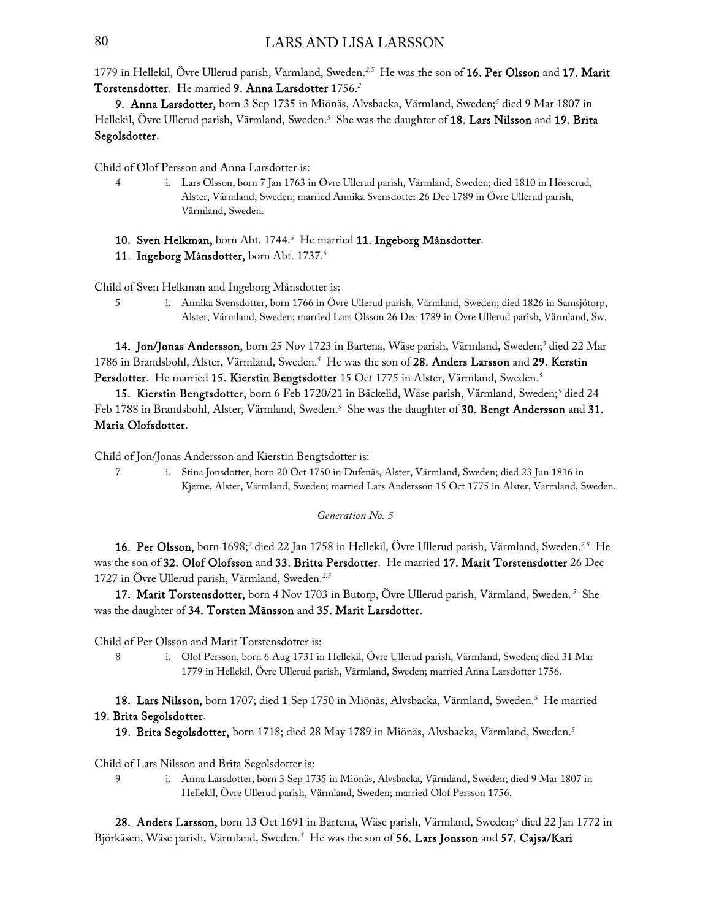1779 in Hellekil, Övre Ullerud parish, Värmland, Sweden.[2,5] He was the son of **16. Per Olsson** and **17. Marit Torstensdotter**. He married **9. Anna Larsdotter** 1756.[2]

**9. Anna Larsdotter,** born 3 Sep 1735 in Miönäs, Alvsbacka, Värmland, Sweden;[5] died 9 Mar 1807 in Hellekil, Övre Ullerud parish, Värmland, Sweden.[5] She was the daughter of **18. Lars Nilsson** and **19. Brita Segolsdotter**.

Child of Olof Persson and Anna Larsdotter is:

4 i. Lars Olsson, born 7 Jan 1763 in Övre Ullerud parish, Värmland, Sweden; died 1810 in Hösserud, Alster, Värmland, Sweden; married Annika Svensdotter 26 Dec 1789 in Övre Ullerud parish, Värmland, Sweden.

**10. Sven Helkman,** born Abt. 1744.[5] He married **11. Ingeborg Månsdotter**.

**11. Ingeborg Månsdotter,** born Abt. 1737.[5]

Child of Sven Helkman and Ingeborg Månsdotter is:

5 i. Annika Svensdotter, born 1766 in Övre Ullerud parish, Värmland, Sweden; died 1826 in Samsjötorp, Alster, Värmland, Sweden; married Lars Olsson 26 Dec 1789 in Övre Ullerud parish, Värmland, Sw.

**14. Jon/Jonas Andersson,** born 25 Nov 1723 in Bartena, Wäse parish, Värmland, Sweden;[5] died 22 Mar 1786 in Brandsbohl, Alster, Värmland, Sweden.[5] He was the son of **28. Anders Larsson** and **29. Kerstin Persdotter**. He married **15. Kierstin Bengtsdotter** 15 Oct 1775 in Alster, Värmland, Sweden.[5]

**15. Kierstin Bengtsdotter,** born 6 Feb 1720/21 in Bäckelid, Wäse parish, Värmland, Sweden;[5] died 24 Feb 1788 in Brandsbohl, Alster, Värmland, Sweden.[5] She was the daughter of **30. Bengt Andersson** and **31. Maria Olofsdotter**.

Child of Jon/Jonas Andersson and Kierstin Bengtsdotter is:

7 i. Stina Jonsdotter, born 20 Oct 1750 in Dufenäs, Alster, Värmland, Sweden; died 23 Jun 1816 in Kjerne, Alster, Värmland, Sweden; married Lars Andersson 15 Oct 1775 in Alster, Värmland, Sweden.

*Generation No. 5*

**16. Per Olsson,** born 1698;[2] died 22 Jan 1758 in Hellekil, Övre Ullerud parish, Värmland, Sweden.[2,5] He was the son of **32. Olof Olofsson** and **33. Britta Persdotter**. He married **17. Marit Torstensdotter** 26 Dec 1727 in Övre Ullerud parish, Värmland, Sweden.[2,5]

**17. Marit Torstensdotter,** born 4 Nov 1703 in Butorp, Övre Ullerud parish, Värmland, Sweden.[5] She was the daughter of **34. Torsten Månsson** and **35. Marit Larsdotter**.

Child of Per Olsson and Marit Torstensdotter is:

8 i. Olof Persson, born 6 Aug 1731 in Hellekil, Övre Ullerud parish, Värmland, Sweden; died 31 Mar 1779 in Hellekil, Övre Ullerud parish, Värmland, Sweden; married Anna Larsdotter 1756.

**18. Lars Nilsson,** born 1707; died 1 Sep 1750 in Miönäs, Alvsbacka, Värmland, Sweden.[5] He married **19. Brita Segolsdotter**.

**19. Brita Segolsdotter,** born 1718; died 28 May 1789 in Miönäs, Alvsbacka, Värmland, Sweden.[5]

Child of Lars Nilsson and Brita Segolsdotter is:

9 i. Anna Larsdotter, born 3 Sep 1735 in Miönäs, Alvsbacka, Värmland, Sweden; died 9 Mar 1807 in Hellekil, Övre Ullerud parish, Värmland, Sweden; married Olof Persson 1756.

**28. Anders Larsson,** born 13 Oct 1691 in Bartena, Wäse parish, Värmland, Sweden;[5] died 22 Jan 1772 in Björkäsen, Wäse parish, Värmland, Sweden.[5] He was the son of **56. Lars Jonsson** and **57. Cajsa/Kari**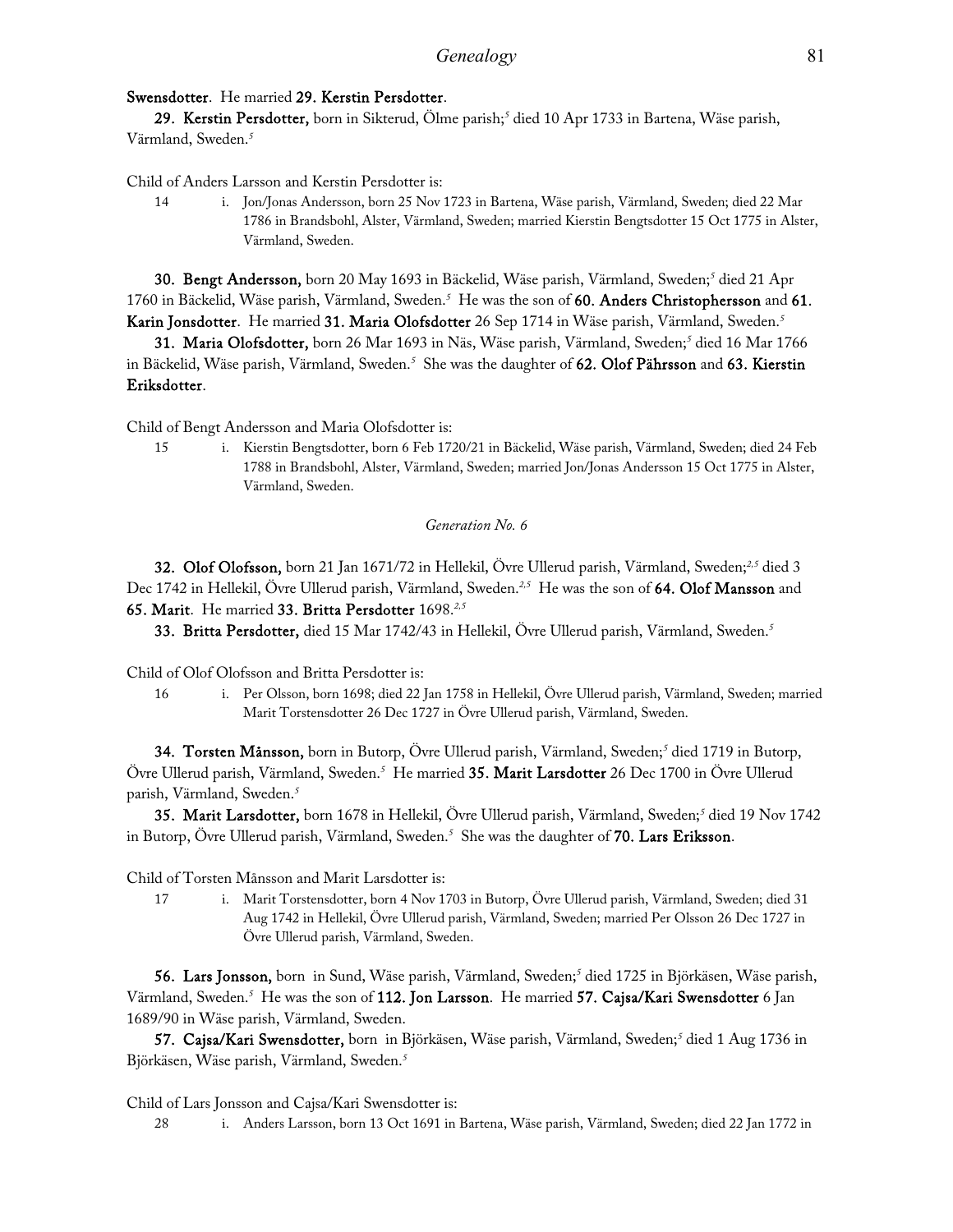**Swensdotter**. He married **29. Kerstin Persdotter**.

**29. Kerstin Persdotter,** born in Sikterud, Ölme parish;[5] died 10 Apr 1733 in Bartena, Wäse parish, Värmland, Sweden.[5]

Child of Anders Larsson and Kerstin Persdotter is:

14 i. Jon/Jonas Andersson, born 25 Nov 1723 in Bartena, Wäse parish, Värmland, Sweden; died 22 Mar 1786 in Brandsbohl, Alster, Värmland, Sweden; married Kierstin Bengtsdotter 15 Oct 1775 in Alster, Värmland, Sweden.

**30. Bengt Andersson,** born 20 May 1693 in Bäckelid, Wäse parish, Värmland, Sweden;[5] died 21 Apr 1760 in Bäckelid, Wäse parish, Värmland, Sweden.[5] He was the son of **60. Anders Christophersson** and **61. Karin Jonsdotter**. He married **31. Maria Olofsdotter** 26 Sep 1714 in Wäse parish, Värmland, Sweden.[5]

**31. Maria Olofsdotter,** born 26 Mar 1693 in Näs, Wäse parish, Värmland, Sweden;[5] died 16 Mar 1766 in Bäckelid, Wäse parish, Värmland, Sweden.[5] She was the daughter of **62. Olof Pährsson** and **63. Kierstin Eriksdotter**.

Child of Bengt Andersson and Maria Olofsdotter is:

15 i. Kierstin Bengtsdotter, born 6 Feb 1720/21 in Bäckelid, Wäse parish, Värmland, Sweden; died 24 Feb 1788 in Brandsbohl, Alster, Värmland, Sweden; married Jon/Jonas Andersson 15 Oct 1775 in Alster, Värmland, Sweden.

*Generation No. 6*

**32. Olof Olofsson,** born 21 Jan 1671/72 in Hellekil, Övre Ullerud parish, Värmland, Sweden;[2,5] died 3 Dec 1742 in Hellekil, Övre Ullerud parish, Värmland, Sweden.[2,5] He was the son of **64. Olof Mansson** and **65. Marit**. He married **33. Britta Persdotter** 1698.[2,5]

**33. Britta Persdotter,** died 15 Mar 1742/43 in Hellekil, Övre Ullerud parish, Värmland, Sweden.[5]

Child of Olof Olofsson and Britta Persdotter is:

16 i. Per Olsson, born 1698; died 22 Jan 1758 in Hellekil, Övre Ullerud parish, Värmland, Sweden; married Marit Torstensdotter 26 Dec 1727 in Övre Ullerud parish, Värmland, Sweden.

**34. Torsten Månsson,** born in Butorp, Övre Ullerud parish, Värmland, Sweden;[5] died 1719 in Butorp, Övre Ullerud parish, Värmland, Sweden.[5] He married **35. Marit Larsdotter** 26 Dec 1700 in Övre Ullerud parish, Värmland, Sweden.[5]

**35. Marit Larsdotter,** born 1678 in Hellekil, Övre Ullerud parish, Värmland, Sweden;[5] died 19 Nov 1742 in Butorp, Övre Ullerud parish, Värmland, Sweden.[5] She was the daughter of **70. Lars Eriksson**.

Child of Torsten Månsson and Marit Larsdotter is:

17 i. Marit Torstensdotter, born 4 Nov 1703 in Butorp, Övre Ullerud parish, Värmland, Sweden; died 31 Aug 1742 in Hellekil, Övre Ullerud parish, Värmland, Sweden; married Per Olsson 26 Dec 1727 in Övre Ullerud parish, Värmland, Sweden.

**56. Lars Jonsson,** born in Sund, Wäse parish, Värmland, Sweden;[5] died 1725 in Björkäsen, Wäse parish, Värmland, Sweden.[5] He was the son of **112. Jon Larsson**. He married **57. Cajsa/Kari Swensdotter** 6 Jan 1689/90 in Wäse parish, Värmland, Sweden.

**57. Cajsa/Kari Swensdotter,** born in Björkäsen, Wäse parish, Värmland, Sweden;[5] died 1 Aug 1736 in Björkäsen, Wäse parish, Värmland, Sweden.[5]

Child of Lars Jonsson and Cajsa/Kari Swensdotter is:

28 i. Anders Larsson, born 13 Oct 1691 in Bartena, Wäse parish, Värmland, Sweden; died 22 Jan 1772 in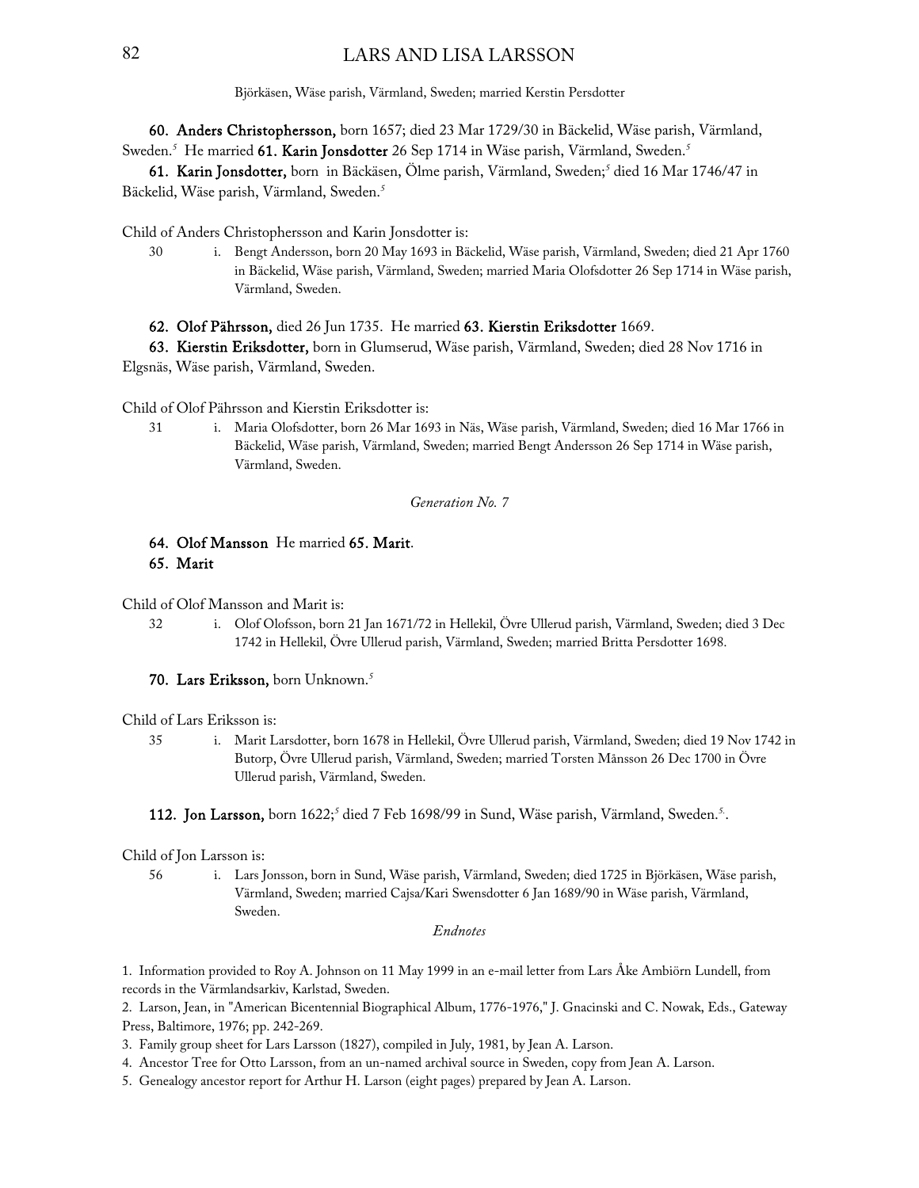Björkäsen, Wäse parish, Värmland, Sweden; married Kerstin Persdotter

**60. Anders Christophersson,** born 1657; died 23 Mar 1729/30 in Bäckelid, Wäse parish, Värmland, Sweden.[5] He married **61. Karin Jonsdotter** 26 Sep 1714 in Wäse parish, Värmland, Sweden.[5]

**61. Karin Jonsdotter,** born in Bäckäsen, Ölme parish, Värmland, Sweden;[5] died 16 Mar 1746/47 in Bäckelid, Wäse parish, Värmland, Sweden.[5]

Child of Anders Christophersson and Karin Jonsdotter is:

30 i. Bengt Andersson, born 20 May 1693 in Bäckelid, Wäse parish, Värmland, Sweden; died 21 Apr 1760 in Bäckelid, Wäse parish, Värmland, Sweden; married Maria Olofsdotter 26 Sep 1714 in Wäse parish, Värmland, Sweden.

**62. Olof Pährsson,** died 26 Jun 1735. He married **63. Kierstin Eriksdotter** 1669.

**63. Kierstin Eriksdotter,** born in Glumserud, Wäse parish, Värmland, Sweden; died 28 Nov 1716 in Elgsnäs, Wäse parish, Värmland, Sweden.

Child of Olof Pährsson and Kierstin Eriksdotter is:

31 i. Maria Olofsdotter, born 26 Mar 1693 in Näs, Wäse parish, Värmland, Sweden; died 16 Mar 1766 in Bäckelid, Wäse parish, Värmland, Sweden; married Bengt Andersson 26 Sep 1714 in Wäse parish, Värmland, Sweden.

*Generation No. 7*

**64. Olof Mansson** He married **65. Marit**.

**65. Marit**

Child of Olof Mansson and Marit is:

32 i. Olof Olofsson, born 21 Jan 1671/72 in Hellekil, Övre Ullerud parish, Värmland, Sweden; died 3 Dec 1742 in Hellekil, Övre Ullerud parish, Värmland, Sweden; married Britta Persdotter 1698.

**70. Lars Eriksson,** born Unknown.[5]

Child of Lars Eriksson is:

35 i. Marit Larsdotter, born 1678 in Hellekil, Övre Ullerud parish, Värmland, Sweden; died 19 Nov 1742 in Butorp, Övre Ullerud parish, Värmland, Sweden; married Torsten Månsson 26 Dec 1700 in Övre Ullerud parish, Värmland, Sweden.

**112. Jon Larsson,** born 1622;[5] died 7 Feb 1698/99 in Sund, Wäse parish, Värmland, Sweden.[5].

Child of Jon Larsson is:

56 i. Lars Jonsson, born in Sund, Wäse parish, Värmland, Sweden; died 1725 in Björkäsen, Wäse parish, Värmland, Sweden; married Cajsa/Kari Swensdotter 6 Jan 1689/90 in Wäse parish, Värmland, Sweden.

*Endnotes*

1. Information provided to Roy A. Johnson on 11 May 1999 in an e-mail letter from Lars Åke Ambiörn Lundell, from records in the Värmlandsarkiv, Karlstad, Sweden.
2. Larson, Jean, in "American Bicentennial Biographical Album, 1776-1976," J. Gnacinski and C. Nowak, Eds., Gateway Press, Baltimore, 1976; pp. 242-269.
3. Family group sheet for Lars Larsson (1827), compiled in July, 1981, by Jean A. Larson.
4. Ancestor Tree for Otto Larsson, from an un-named archival source in Sweden, copy from Jean A. Larson.
5. Genealogy ancestor report for Arthur H. Larson (eight pages) prepared by Jean A. Larson.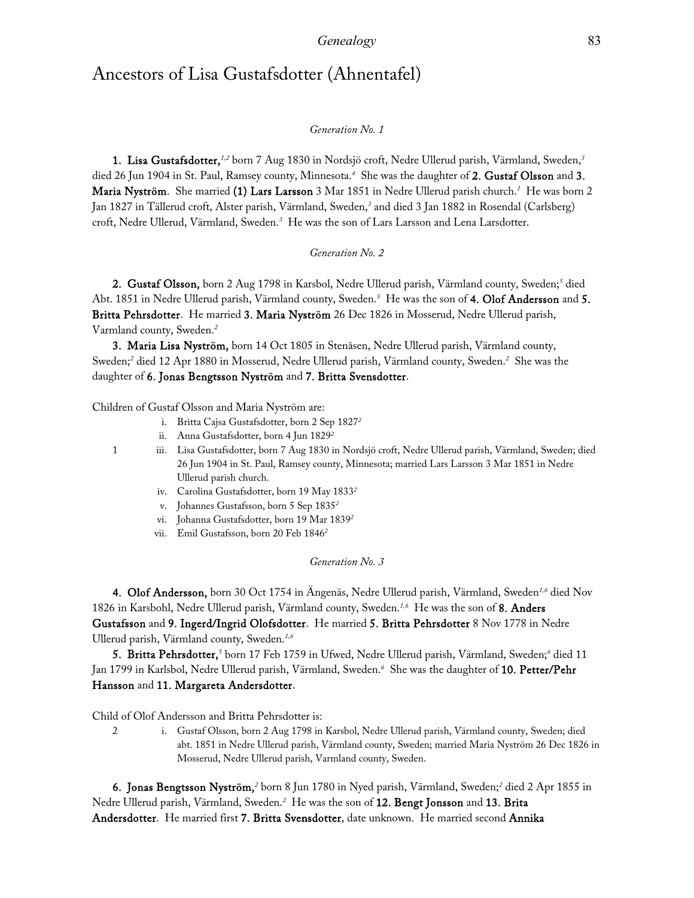# Ancestors of Lisa Gustafsdotter (Ahnentafel)

*Generation No. 1*

**1. Lisa Gustafsdotter,**[1,2] born 7 Aug 1830 in Nordsjö croft, Nedre Ullerud parish, Värmland, Sweden,[3] died 26 Jun 1904 in St. Paul, Ramsey county, Minnesota.[4] She was the daughter of **2. Gustaf Olsson** and **3. Maria Nyström**. She married **(1) Lars Larsson** 3 Mar 1851 in Nedre Ullerud parish church.[1] He was born 2 Jan 1827 in Tällerud croft, Alster parish, Värmland, Sweden,[3] and died 3 Jan 1882 in Rosendal (Carlsberg) croft, Nedre Ullerud, Värmland, Sweden.[3] He was the son of Lars Larsson and Lena Larsdotter.

*Generation No. 2*

**2. Gustaf Olsson,** born 2 Aug 1798 in Karsbol, Nedre Ullerud parish, Värmland county, Sweden;[5] died Abt. 1851 in Nedre Ullerud parish, Värmland county, Sweden.[5] He was the son of **4. Olof Andersson** and **5. Britta Pehrsdotter**. He married **3. Maria Nyström** 26 Dec 1826 in Mosserud, Nedre Ullerud parish, Varmland county, Sweden.[2]

**3. Maria Lisa Nyström,** born 14 Oct 1805 in Stenåsen, Nedre Ullerud parish, Värmland county, Sweden;[2] died 12 Apr 1880 in Mosserud, Nedre Ullerud parish, Värmland county, Sweden.[2] She was the daughter of **6. Jonas Bengtsson Nyström** and **7. Britta Svensdotter**.

Children of Gustaf Olsson and Maria Nyström are:

- i. Britta Cajsa Gustafsdotter, born 2 Sep 1827[2]
- ii. Anna Gustafsdotter, born 4 Jun 1829[2]
- 1 iii. Lisa Gustafsdotter, born 7 Aug 1830 in Nordsjö croft, Nedre Ullerud parish, Värmland, Sweden; died 26 Jun 1904 in St. Paul, Ramsey county, Minnesota; married Lars Larsson 3 Mar 1851 in Nedre Ullerud parish church.
- iv. Carolina Gustafsdotter, born 19 May 1833[2]
- v. Johannes Gustafsson, born 5 Sep 1835[2]
- vi. Johanna Gustafsdotter, born 19 Mar 1839[2]
- vii. Emil Gustafsson, born 20 Feb 1846[2]

*Generation No. 3*

**4. Olof Andersson,** born 30 Oct 1754 in Ängenäs, Nedre Ullerud parish, Värmland, Sweden[1,6] died Nov 1826 in Karsbohl, Nedre Ullerud parish, Värmland county, Sweden.[1,6] He was the son of **8. Anders Gustafsson** and **9. Ingerd/Ingrid Olofsdotter**. He married **5. Britta Pehrsdotter** 8 Nov 1778 in Nedre Ullerud parish, Värmland county, Sweden.[1,6]

**5. Britta Pehrsdotter,**[5] born 17 Feb 1759 in Ufwed, Nedre Ullerud parish, Värmland, Sweden;[6] died 11 Jan 1799 in Karlsbol, Nedre Ullerud parish, Värmland, Sweden.[6] She was the daughter of **10. Petter/Pehr Hansson** and **11. Margareta Andersdotter**.

Child of Olof Andersson and Britta Pehrsdotter is:

- 2 i. Gustaf Olsson, born 2 Aug 1798 in Karsbol, Nedre Ullerud parish, Värmland county, Sweden; died abt. 1851 in Nedre Ullerud parish, Värmland county, Sweden; married Maria Nyström 26 Dec 1826 in Mosserud, Nedre Ullerud parish, Varmland county, Sweden.

**6. Jonas Bengtsson Nyström,**[2] born 8 Jun 1780 in Nyed parish, Värmland, Sweden;[2] died 2 Apr 1855 in Nedre Ullerud parish, Värmland, Sweden.[2] He was the son of **12. Bengt Jonsson** and **13. Brita Andersdotter**. He married first **7. Britta Svensdotter**, date unknown. He married second **Annika**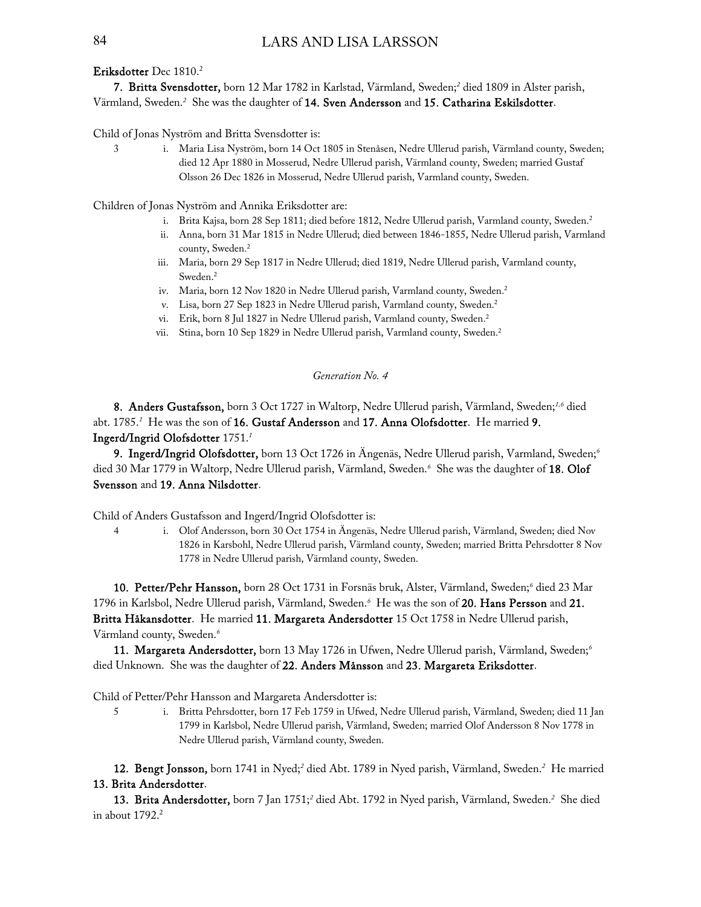**Eriksdotter** Dec 1810.[2]

**7. Britta Svensdotter,** born 12 Mar 1782 in Karlstad, Värmland, Sweden;[2] died 1809 in Alster parish, Värmland, Sweden.[2] She was the daughter of **14. Sven Andersson** and **15. Catharina Eskilsdotter**.

Child of Jonas Nyström and Britta Svensdotter is:

3 i. Maria Lisa Nyström, born 14 Oct 1805 in Stenåsen, Nedre Ullerud parish, Värmland county, Sweden; died 12 Apr 1880 in Mosserud, Nedre Ullerud parish, Värmland county, Sweden; married Gustaf Olsson 26 Dec 1826 in Mosserud, Nedre Ullerud parish, Varmland county, Sweden.

Children of Jonas Nyström and Annika Eriksdotter are:

i. Brita Kajsa, born 28 Sep 1811; died before 1812, Nedre Ullerud parish, Varmland county, Sweden.[2]
ii. Anna, born 31 Mar 1815 in Nedre Ullerud; died between 1846-1855, Nedre Ullerud parish, Varmland county, Sweden.[2]
iii. Maria, born 29 Sep 1817 in Nedre Ullerud; died 1819, Nedre Ullerud parish, Varmland county, Sweden.[2]
iv. Maria, born 12 Nov 1820 in Nedre Ullerud parish, Varmland county, Sweden.[2]
v. Lisa, born 27 Sep 1823 in Nedre Ullerud parish, Varmland county, Sweden.[2]
vi. Erik, born 8 Jul 1827 in Nedre Ullerud parish, Varmland county, Sweden.[2]
vii. Stina, born 10 Sep 1829 in Nedre Ullerud parish, Varmland county, Sweden.[2]

*Generation No. 4*

**8. Anders Gustafsson,** born 3 Oct 1727 in Waltorp, Nedre Ullerud parish, Värmland, Sweden;[1,6] died abt. 1785.[1] He was the son of **16. Gustaf Andersson** and **17. Anna Olofsdotter**. He married **9. Ingerd/Ingrid Olofsdotter** 1751.[1]

**9. Ingerd/Ingrid Olofsdotter,** born 13 Oct 1726 in Ängenäs, Nedre Ullerud parish, Varmland, Sweden;[6] died 30 Mar 1779 in Waltorp, Nedre Ullerud parish, Värmland, Sweden.[6] She was the daughter of **18. Olof Svensson** and **19. Anna Nilsdotter**.

Child of Anders Gustafsson and Ingerd/Ingrid Olofsdotter is:

4 i. Olof Andersson, born 30 Oct 1754 in Ängenäs, Nedre Ullerud parish, Värmland, Sweden; died Nov 1826 in Karsbohl, Nedre Ullerud parish, Värmland county, Sweden; married Britta Pehrsdotter 8 Nov 1778 in Nedre Ullerud parish, Värmland county, Sweden.

**10. Petter/Pehr Hansson,** born 28 Oct 1731 in Forsnäs bruk, Alster, Värmland, Sweden;[6] died 23 Mar 1796 in Karlsbol, Nedre Ullerud parish, Värmland, Sweden.[6] He was the son of **20. Hans Persson** and **21. Britta Håkansdotter**. He married **11. Margareta Andersdotter** 15 Oct 1758 in Nedre Ullerud parish, Värmland county, Sweden.[6]

**11. Margareta Andersdotter,** born 13 May 1726 in Ufwen, Nedre Ullerud parish, Värmland, Sweden;[6] died Unknown. She was the daughter of **22. Anders Månsson** and **23. Margareta Eriksdotter**.

Child of Petter/Pehr Hansson and Margareta Andersdotter is:

5 i. Britta Pehrsdotter, born 17 Feb 1759 in Ufwed, Nedre Ullerud parish, Värmland, Sweden; died 11 Jan 1799 in Karlsbol, Nedre Ullerud parish, Värmland, Sweden; married Olof Andersson 8 Nov 1778 in Nedre Ullerud parish, Värmland county, Sweden.

**12. Bengt Jonsson,** born 1741 in Nyed;[2] died Abt. 1789 in Nyed parish, Värmland, Sweden.[2] He married **13. Brita Andersdotter**.

**13. Brita Andersdotter,** born 7 Jan 1751;[2] died Abt. 1792 in Nyed parish, Värmland, Sweden.[2] She died in about 1792.[2]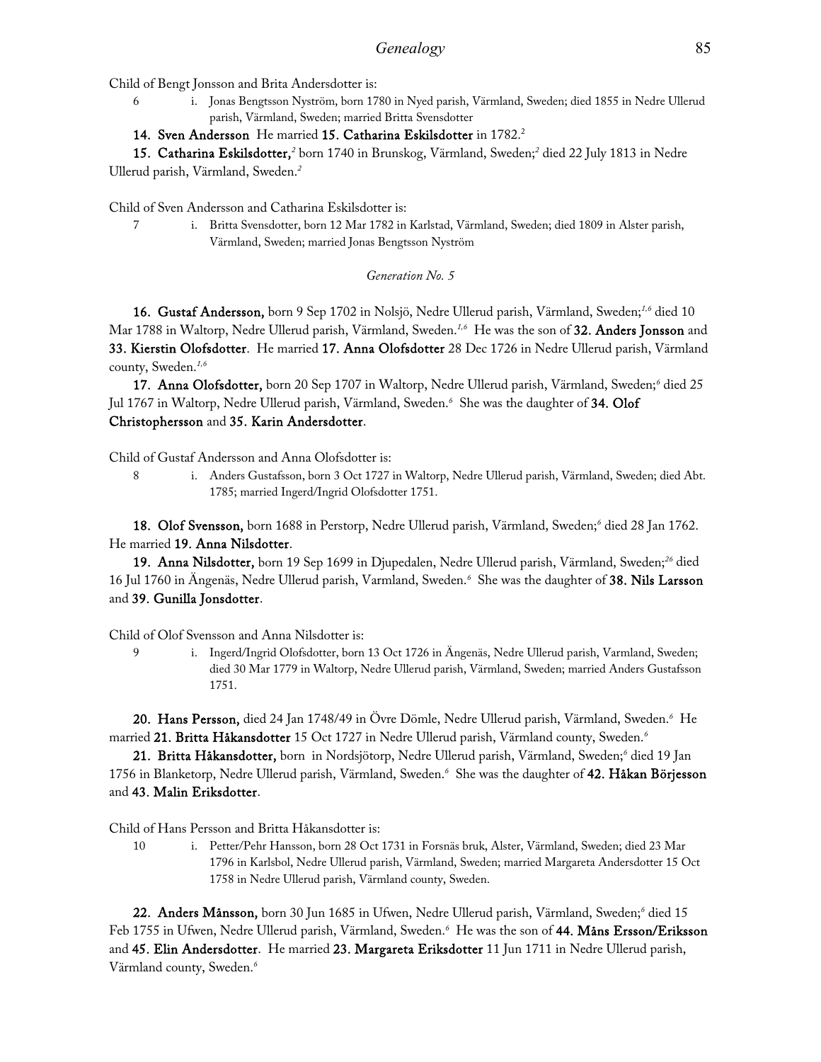Child of Bengt Jonsson and Brita Andersdotter is:

6 i. Jonas Bengtsson Nyström, born 1780 in Nyed parish, Värmland, Sweden; died 1855 in Nedre Ullerud parish, Värmland, Sweden; married Britta Svensdotter

**14. Sven Andersson** He married **15. Catharina Eskilsdotter** in 1782.[2]

**15. Catharina Eskilsdotter,**[2] born 1740 in Brunskog, Värmland, Sweden;[2] died 22 July 1813 in Nedre Ullerud parish, Värmland, Sweden.[2]

Child of Sven Andersson and Catharina Eskilsdotter is:

7 i. Britta Svensdotter, born 12 Mar 1782 in Karlstad, Värmland, Sweden; died 1809 in Alster parish, Värmland, Sweden; married Jonas Bengtsson Nyström

*Generation No. 5*

**16. Gustaf Andersson,** born 9 Sep 1702 in Nolsjö, Nedre Ullerud parish, Värmland, Sweden;[1,6] died 10 Mar 1788 in Waltorp, Nedre Ullerud parish, Värmland, Sweden.[1,6] He was the son of **32. Anders Jonsson** and **33. Kierstin Olofsdotter**. He married **17. Anna Olofsdotter** 28 Dec 1726 in Nedre Ullerud parish, Värmland county, Sweden.[1,6]

**17. Anna Olofsdotter,** born 20 Sep 1707 in Waltorp, Nedre Ullerud parish, Värmland, Sweden;[6] died 25 Jul 1767 in Waltorp, Nedre Ullerud parish, Värmland, Sweden.[6] She was the daughter of **34. Olof Christophersson** and **35. Karin Andersdotter**.

Child of Gustaf Andersson and Anna Olofsdotter is:

8 i. Anders Gustafsson, born 3 Oct 1727 in Waltorp, Nedre Ullerud parish, Värmland, Sweden; died Abt. 1785; married Ingerd/Ingrid Olofsdotter 1751.

**18. Olof Svensson,** born 1688 in Perstorp, Nedre Ullerud parish, Värmland, Sweden;[6] died 28 Jan 1762. He married **19. Anna Nilsdotter**.

**19. Anna Nilsdotter,** born 19 Sep 1699 in Djupedalen, Nedre Ullerud parish, Värmland, Sweden;[26] died 16 Jul 1760 in Ängenäs, Nedre Ullerud parish, Varmland, Sweden.[6] She was the daughter of **38. Nils Larsson** and **39. Gunilla Jonsdotter**.

Child of Olof Svensson and Anna Nilsdotter is:

9 i. Ingerd/Ingrid Olofsdotter, born 13 Oct 1726 in Ängenäs, Nedre Ullerud parish, Varmland, Sweden; died 30 Mar 1779 in Waltorp, Nedre Ullerud parish, Värmland, Sweden; married Anders Gustafsson 1751.

**20. Hans Persson,** died 24 Jan 1748/49 in Övre Dömle, Nedre Ullerud parish, Värmland, Sweden.[6] He married **21. Britta Håkansdotter** 15 Oct 1727 in Nedre Ullerud parish, Värmland county, Sweden.[6]

**21. Britta Håkansdotter,** born in Nordsjötorp, Nedre Ullerud parish, Värmland, Sweden;[6] died 19 Jan 1756 in Blanketorp, Nedre Ullerud parish, Värmland, Sweden.[6] She was the daughter of **42. Håkan Börjesson** and **43. Malin Eriksdotter**.

Child of Hans Persson and Britta Håkansdotter is:

10 i. Petter/Pehr Hansson, born 28 Oct 1731 in Forsnäs bruk, Alster, Värmland, Sweden; died 23 Mar 1796 in Karlsbol, Nedre Ullerud parish, Värmland, Sweden; married Margareta Andersdotter 15 Oct 1758 in Nedre Ullerud parish, Värmland county, Sweden.

**22. Anders Månsson,** born 30 Jun 1685 in Ufwen, Nedre Ullerud parish, Värmland, Sweden;[6] died 15 Feb 1755 in Ufwen, Nedre Ullerud parish, Värmland, Sweden.[6] He was the son of **44. Måns Ersson/Eriksson** and **45. Elin Andersdotter**. He married **23. Margareta Eriksdotter** 11 Jun 1711 in Nedre Ullerud parish, Värmland county, Sweden.[6]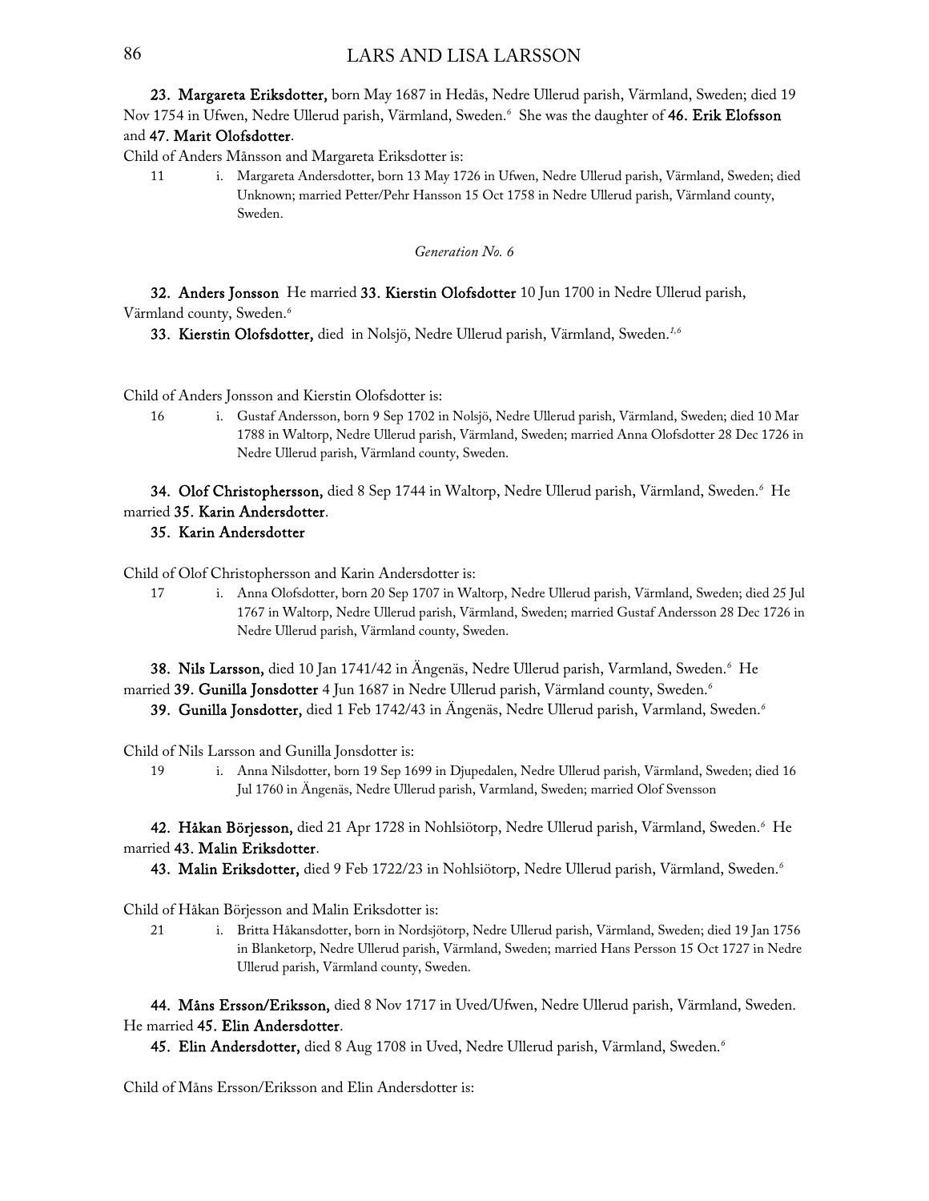**23. Margareta Eriksdotter,** born May 1687 in Hedås, Nedre Ullerud parish, Värmland, Sweden; died 19 Nov 1754 in Ufwen, Nedre Ullerud parish, Värmland, Sweden.[6] She was the daughter of **46. Erik Elofsson** and **47. Marit Olofsdotter**.

Child of Anders Månsson and Margareta Eriksdotter is:

11 i. Margareta Andersdotter, born 13 May 1726 in Ufwen, Nedre Ullerud parish, Värmland, Sweden; died Unknown; married Petter/Pehr Hansson 15 Oct 1758 in Nedre Ullerud parish, Värmland county, Sweden.

*Generation No. 6*

**32. Anders Jonsson** He married **33. Kierstin Olofsdotter** 10 Jun 1700 in Nedre Ullerud parish, Värmland county, Sweden.[6]

**33. Kierstin Olofsdotter,** died in Nolsjö, Nedre Ullerud parish, Värmland, Sweden.[1,6]

Child of Anders Jonsson and Kierstin Olofsdotter is:

16 i. Gustaf Andersson, born 9 Sep 1702 in Nolsjö, Nedre Ullerud parish, Värmland, Sweden; died 10 Mar 1788 in Waltorp, Nedre Ullerud parish, Värmland, Sweden; married Anna Olofsdotter 28 Dec 1726 in Nedre Ullerud parish, Värmland county, Sweden.

**34. Olof Christophersson,** died 8 Sep 1744 in Waltorp, Nedre Ullerud parish, Värmland, Sweden.[6] He married **35. Karin Andersdotter**.

**35. Karin Andersdotter**

Child of Olof Christophersson and Karin Andersdotter is:

17 i. Anna Olofsdotter, born 20 Sep 1707 in Waltorp, Nedre Ullerud parish, Värmland, Sweden; died 25 Jul 1767 in Waltorp, Nedre Ullerud parish, Värmland, Sweden; married Gustaf Andersson 28 Dec 1726 in Nedre Ullerud parish, Värmland county, Sweden.

**38. Nils Larsson,** died 10 Jan 1741/42 in Ängenäs, Nedre Ullerud parish, Varmland, Sweden.[6] He married **39. Gunilla Jonsdotter** 4 Jun 1687 in Nedre Ullerud parish, Värmland county, Sweden.[6]

**39. Gunilla Jonsdotter,** died 1 Feb 1742/43 in Ängenäs, Nedre Ullerud parish, Varmland, Sweden.[6]

Child of Nils Larsson and Gunilla Jonsdotter is:

19 i. Anna Nilsdotter, born 19 Sep 1699 in Djupedalen, Nedre Ullerud parish, Värmland, Sweden; died 16 Jul 1760 in Ängenäs, Nedre Ullerud parish, Varmland, Sweden; married Olof Svensson

**42. Håkan Börjesson,** died 21 Apr 1728 in Nohlsiötorp, Nedre Ullerud parish, Värmland, Sweden.[6] He married **43. Malin Eriksdotter**.

**43. Malin Eriksdotter,** died 9 Feb 1722/23 in Nohlsiötorp, Nedre Ullerud parish, Värmland, Sweden.[6]

Child of Håkan Börjesson and Malin Eriksdotter is:

21 i. Britta Håkansdotter, born in Nordsjötorp, Nedre Ullerud parish, Värmland, Sweden; died 19 Jan 1756 in Blanketorp, Nedre Ullerud parish, Värmland, Sweden; married Hans Persson 15 Oct 1727 in Nedre Ullerud parish, Värmland county, Sweden.

**44. Måns Ersson/Eriksson,** died 8 Nov 1717 in Uved/Ufwen, Nedre Ullerud parish, Värmland, Sweden. He married **45. Elin Andersdotter**.

**45. Elin Andersdotter,** died 8 Aug 1708 in Uved, Nedre Ullerud parish, Värmland, Sweden.[6]

Child of Måns Ersson/Eriksson and Elin Andersdotter is: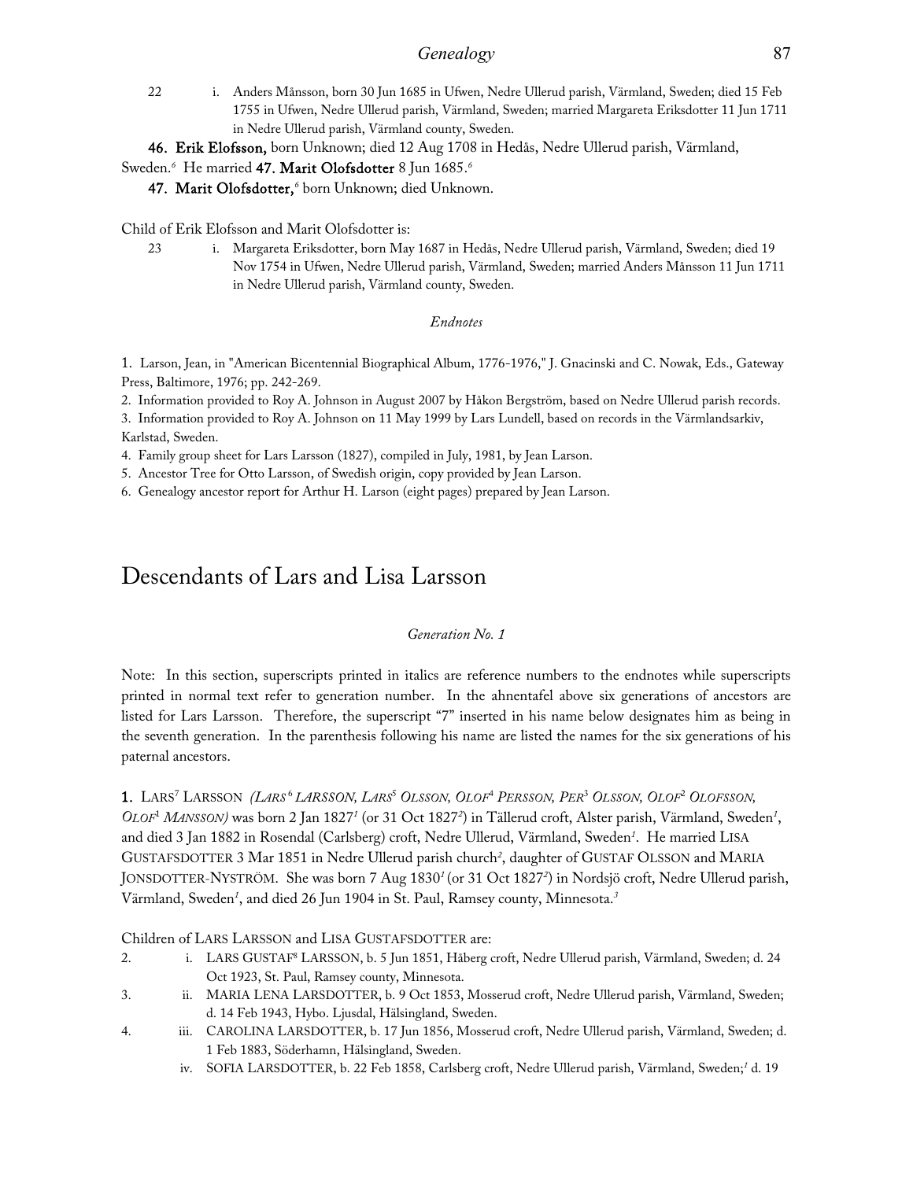22 i. Anders Månsson, born 30 Jun 1685 in Ufwen, Nedre Ullerud parish, Värmland, Sweden; died 15 Feb 1755 in Ufwen, Nedre Ullerud parish, Värmland, Sweden; married Margareta Eriksdotter 11 Jun 1711 in Nedre Ullerud parish, Värmland county, Sweden.

**46. Erik Elofsson,** born Unknown; died 12 Aug 1708 in Hedås, Nedre Ullerud parish, Värmland, Sweden.[6] He married **47. Marit Olofsdotter** 8 Jun 1685.[6]

**47. Marit Olofsdotter,**[6] born Unknown; died Unknown.

Child of Erik Elofsson and Marit Olofsdotter is:

23 i. Margareta Eriksdotter, born May 1687 in Hedås, Nedre Ullerud parish, Värmland, Sweden; died 19 Nov 1754 in Ufwen, Nedre Ullerud parish, Värmland, Sweden; married Anders Månsson 11 Jun 1711 in Nedre Ullerud parish, Värmland county, Sweden.

*Endnotes*

1. Larson, Jean, in "American Bicentennial Biographical Album, 1776-1976," J. Gnacinski and C. Nowak, Eds., Gateway Press, Baltimore, 1976; pp. 242-269.
2. Information provided to Roy A. Johnson in August 2007 by Håkon Bergström, based on Nedre Ullerud parish records.
3. Information provided to Roy A. Johnson on 11 May 1999 by Lars Lundell, based on records in the Värmlandsarkiv, Karlstad, Sweden.
4. Family group sheet for Lars Larsson (1827), compiled in July, 1981, by Jean Larson.
5. Ancestor Tree for Otto Larsson, of Swedish origin, copy provided by Jean Larson.
6. Genealogy ancestor report for Arthur H. Larson (eight pages) prepared by Jean Larson.

# Descendants of Lars and Lisa Larsson

*Generation No. 1*

Note: In this section, superscripts printed in italics are reference numbers to the endnotes while superscripts printed in normal text refer to generation number. In the ahnentafel above six generations of ancestors are listed for Lars Larsson. Therefore, the superscript "7" inserted in his name below designates him as being in the seventh generation. In the parenthesis following his name are listed the names for the six generations of his paternal ancestors.

**1.** LARS[7] LARSSON *(LARS[6] LARSSON, LARS[5] OLSSON, OLOF[4] PERSSON, PER[3] OLSSON, OLOF[2] OLOFSSON, OLOF[1] MANSSON)* was born 2 Jan 1827[1] (or 31 Oct 1827[2]) in Tällerud croft, Alster parish, Värmland, Sweden[1], and died 3 Jan 1882 in Rosendal (Carlsberg) croft, Nedre Ullerud, Värmland, Sweden[1]. He married LISA GUSTAFSDOTTER 3 Mar 1851 in Nedre Ullerud parish church[2], daughter of GUSTAF OLSSON and MARIA JONSDOTTER-NYSTRÖM. She was born 7 Aug 1830[1] (or 31 Oct 1827[2]) in Nordsjö croft, Nedre Ullerud parish, Värmland, Sweden[1], and died 26 Jun 1904 in St. Paul, Ramsey county, Minnesota.[3]

Children of LARS LARSSON and LISA GUSTAFSDOTTER are:

2. i. LARS GUSTAF[8] LARSSON, b. 5 Jun 1851, Håberg croft, Nedre Ullerud parish, Värmland, Sweden; d. 24 Oct 1923, St. Paul, Ramsey county, Minnesota.

3. ii. MARIA LENA LARSDOTTER, b. 9 Oct 1853, Mosserud croft, Nedre Ullerud parish, Värmland, Sweden; d. 14 Feb 1943, Hybo. Ljusdal, Hälsingland, Sweden.

4. iii. CAROLINA LARSDOTTER, b. 17 Jun 1856, Mosserud croft, Nedre Ullerud parish, Värmland, Sweden; d. 1 Feb 1883, Söderhamn, Hälsingland, Sweden.

iv. SOFIA LARSDOTTER, b. 22 Feb 1858, Carlsberg croft, Nedre Ullerud parish, Värmland, Sweden;[1] d. 19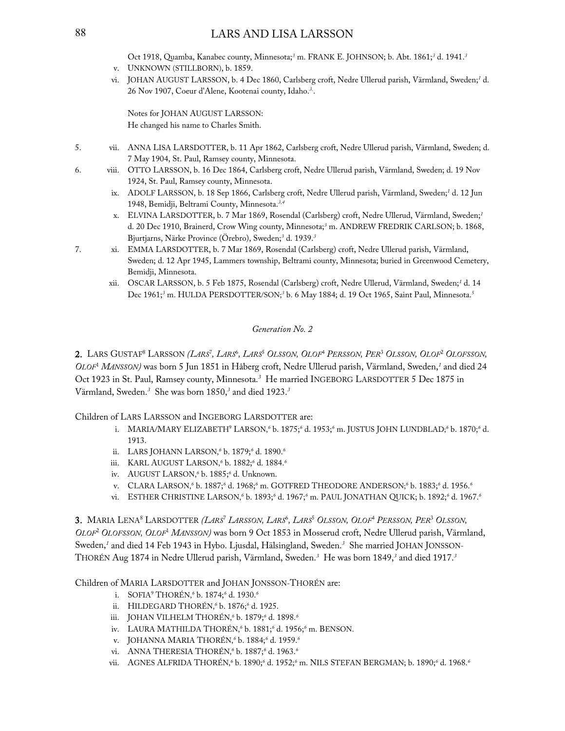Oct 1918, Quamba, Kanabec county, Minnesota;[3] m. FRANK E. JOHNSON; b. Abt. 1861;[3] d. 1941.[3]

v. UNKNOWN (STILLBORN), b. 1859.

vi. JOHAN AUGUST LARSSON, b. 4 Dec 1860, Carlsberg croft, Nedre Ullerud parish, Värmland, Sweden;[1] d. 26 Nov 1907, Coeur d'Alene, Kootenai county, Idaho.[3].

Notes for JOHAN AUGUST LARSSON:
He changed his name to Charles Smith.

5. vii. ANNA LISA LARSDOTTER, b. 11 Apr 1862, Carlsberg croft, Nedre Ullerud parish, Värmland, Sweden; d. 7 May 1904, St. Paul, Ramsey county, Minnesota.

6. viii. OTTO LARSSON, b. 16 Dec 1864, Carlsberg croft, Nedre Ullerud parish, Värmland, Sweden; d. 19 Nov 1924, St. Paul, Ramsey county, Minnesota.

ix. ADOLF LARSSON, b. 18 Sep 1866, Carlsberg croft, Nedre Ullerud parish, Värmland, Sweden;[1] d. 12 Jun 1948, Bemidji, Beltrami County, Minnesota.[3,4]

x. ELVINA LARSDOTTER, b. 7 Mar 1869, Rosendal (Carlsberg) croft, Nedre Ullerud, Värmland, Sweden;[1] d. 20 Dec 1910, Brainerd, Crow Wing county, Minnesota;[3] m. ANDREW FREDRIK CARLSON; b. 1868, Bjurtjarns, Närke Province (Örebro), Sweden;[3] d. 1939.[3]

7. xi. EMMA LARSDOTTER, b. 7 Mar 1869, Rosendal (Carlsberg) croft, Nedre Ullerud parish, Värmland, Sweden; d. 12 Apr 1945, Lammers township, Beltrami county, Minnesota; buried in Greenwood Cemetery, Bemidji, Minnesota.

xii. OSCAR LARSSON, b. 5 Feb 1875, Rosendal (Carlsberg) croft, Nedre Ullerud, Värmland, Sweden;[1] d. 14 Dec 1961;[3] m. HULDA PERSDOTTER/SON;[3] b. 6 May 1884; d. 19 Oct 1965, Saint Paul, Minnesota.[5]

*Generation No. 2*

**2.** LARS GUSTAF[8] LARSSON *(LARS[7], LARS[6], LARS[5] OLSSON, OLOF[4] PERSSON, PER[3] OLSSON, OLOF[2] OLOFSSON, OLOF[1] MANSSON)* was born 5 Jun 1851 in Håberg croft, Nedre Ullerud parish, Värmland, Sweden,[1] and died 24 Oct 1923 in St. Paul, Ramsey county, Minnesota.[3] He married INGEBORG LARSDOTTER 5 Dec 1875 in Värmland, Sweden.[3] She was born 1850,[3] and died 1923.[3]

Children of LARS LARSSON and INGEBORG LARSDOTTER are:

i. MARIA/MARY ELIZABETH[9] LARSON,[6] b. 1875;[6] d. 1953;[6] m. JUSTUS JOHN LUNDBLAD;[6] b. 1870;[6] d. 1913.

ii. LARS JOHANN LARSON,[6] b. 1879;[6] d. 1890.[6]

iii. KARL AUGUST LARSON,[6] b. 1882;[6] d. 1884.[6]

iv. AUGUST LARSON,[6] b. 1885;[6] d. Unknown.

v. CLARA LARSON,[6] b. 1887;[6] d. 1968;[6] m. GOTFRED THEODORE ANDERSON;[6] b. 1883;[6] d. 1956.[6]

vi. ESTHER CHRISTINE LARSON,[6] b. 1893;[6] d. 1967;[6] m. PAUL JONATHAN QUICK; b. 1892;[6] d. 1967.[6]

**3.** MARIA LENA[8] LARSDOTTER *(LARS[7] LARSSON, LARS[6], LARS[5] OLSSON, OLOF[4] PERSSON, PER[3] OLSSON, OLOF[2] OLOFSSON, OLOF[1] MANSSON)* was born 9 Oct 1853 in Mosserud croft, Nedre Ullerud parish, Värmland, Sweden,[1] and died 14 Feb 1943 in Hybo. Ljusdal, Hälsingland, Sweden.[3] She married JOHAN JONSSON-THORÉN Aug 1874 in Nedre Ullerud parish, Värmland, Sweden.[3] He was born 1849,[3] and died 1917.[3]

Children of MARIA LARSDOTTER and JOHAN JONSSON-THORÉN are:

i. SOFIA[9] THORÉN,[6] b. 1874;[6] d. 1930.[6]

ii. HILDEGARD THORÉN,[6] b. 1876;[6] d. 1925.

iii. JOHAN VILHELM THORÉN,[6] b. 1879;[6] d. 1898.[6]

iv. LAURA MATHILDA THORÉN,[6] b. 1881;[6] d. 1956;[6] m. BENSON.

v. JOHANNA MARIA THORÉN,[6] b. 1884;[6] d. 1959.[6]

vi. ANNA THERESIA THORÉN,[6] b. 1887;[6] d. 1963.[6]

vii. AGNES ALFRIDA THORÉN,[6] b. 1890;[6] d. 1952;[6] m. NILS STEFAN BERGMAN; b. 1890;[6] d. 1968.[6]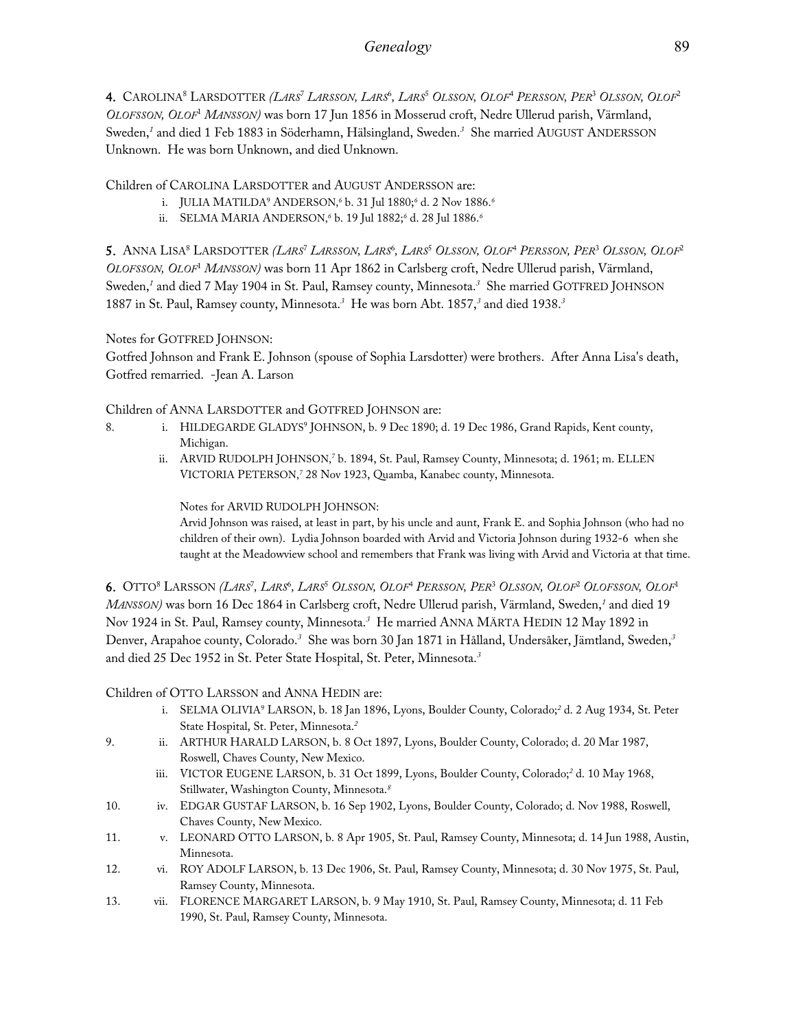**4.** CAROLINA[8] LARSDOTTER *(LARS[7] LARSSON, LARS[6], LARS[5] OLSSON, OLOF[4] PERSSON, PER[3] OLSSON, OLOF[2] OLOFSSON, OLOF[1] MANSSON)* was born 17 Jun 1856 in Mosserud croft, Nedre Ullerud parish, Värmland, Sweden,[1] and died 1 Feb 1883 in Söderhamn, Hälsingland, Sweden.[3] She married AUGUST ANDERSSON Unknown. He was born Unknown, and died Unknown.

Children of CAROLINA LARSDOTTER and AUGUST ANDERSSON are:

- i. JULIA MATILDA[9] ANDERSON,[6] b. 31 Jul 1880;[6] d. 2 Nov 1886.[6]
- ii. SELMA MARIA ANDERSON,[6] b. 19 Jul 1882;[6] d. 28 Jul 1886.[6]

**5.** ANNA LISA[8] LARSDOTTER *(LARS[7] LARSSON, LARS[6], LARS[5] OLSSON, OLOF[4] PERSSON, PER[3] OLSSON, OLOF[2] OLOFSSON, OLOF[1] MANSSON)* was born 11 Apr 1862 in Carlsberg croft, Nedre Ullerud parish, Värmland, Sweden,[1] and died 7 May 1904 in St. Paul, Ramsey county, Minnesota.[3] She married GOTFRED JOHNSON 1887 in St. Paul, Ramsey county, Minnesota.[3] He was born Abt. 1857,[3] and died 1938.[3]

Notes for GOTFRED JOHNSON:
Gotfred Johnson and Frank E. Johnson (spouse of Sophia Larsdotter) were brothers. After Anna Lisa's death, Gotfred remarried. -Jean A. Larson

Children of ANNA LARSDOTTER and GOTFRED JOHNSON are:

8. i. HILDEGARDE GLADYS[9] JOHNSON, b. 9 Dec 1890; d. 19 Dec 1986, Grand Rapids, Kent county, Michigan.

   ii. ARVID RUDOLPH JOHNSON,[7] b. 1894, St. Paul, Ramsey County, Minnesota; d. 1961; m. ELLEN VICTORIA PETERSON,[7] 28 Nov 1923, Quamba, Kanabec county, Minnesota.

   Notes for ARVID RUDOLPH JOHNSON:
   Arvid Johnson was raised, at least in part, by his uncle and aunt, Frank E. and Sophia Johnson (who had no children of their own). Lydia Johnson boarded with Arvid and Victoria Johnson during 1932-6 when she taught at the Meadowview school and remembers that Frank was living with Arvid and Victoria at that time.

**6.** OTTO[8] LARSSON *(LARS[7], LARS[6], LARS[5] OLSSON, OLOF[4] PERSSON, PER[3] OLSSON, OLOF[2] OLOFSSON, OLOF[1] MANSSON)* was born 16 Dec 1864 in Carlsberg croft, Nedre Ullerud parish, Värmland, Sweden,[1] and died 19 Nov 1924 in St. Paul, Ramsey county, Minnesota.[3] He married ANNA MÄRTA HEDIN 12 May 1892 in Denver, Arapahoe county, Colorado.[3] She was born 30 Jan 1871 in Hålland, Undersåker, Jämtland, Sweden,[3] and died 25 Dec 1952 in St. Peter State Hospital, St. Peter, Minnesota.[3]

Children of OTTO LARSSON and ANNA HEDIN are:

   i. SELMA OLIVIA[9] LARSON, b. 18 Jan 1896, Lyons, Boulder County, Colorado;[2] d. 2 Aug 1934, St. Peter State Hospital, St. Peter, Minnesota.[2]

9. ii. ARTHUR HARALD LARSON, b. 8 Oct 1897, Lyons, Boulder County, Colorado; d. 20 Mar 1987, Roswell, Chaves County, New Mexico.

   iii. VICTOR EUGENE LARSON, b. 31 Oct 1899, Lyons, Boulder County, Colorado;[2] d. 10 May 1968, Stillwater, Washington County, Minnesota.[8]

10. iv. EDGAR GUSTAF LARSON, b. 16 Sep 1902, Lyons, Boulder County, Colorado; d. Nov 1988, Roswell, Chaves County, New Mexico.

11. v. LEONARD OTTO LARSON, b. 8 Apr 1905, St. Paul, Ramsey County, Minnesota; d. 14 Jun 1988, Austin, Minnesota.

12. vi. ROY ADOLF LARSON, b. 13 Dec 1906, St. Paul, Ramsey County, Minnesota; d. 30 Nov 1975, St. Paul, Ramsey County, Minnesota.

13. vii. FLORENCE MARGARET LARSON, b. 9 May 1910, St. Paul, Ramsey County, Minnesota; d. 11 Feb 1990, St. Paul, Ramsey County, Minnesota.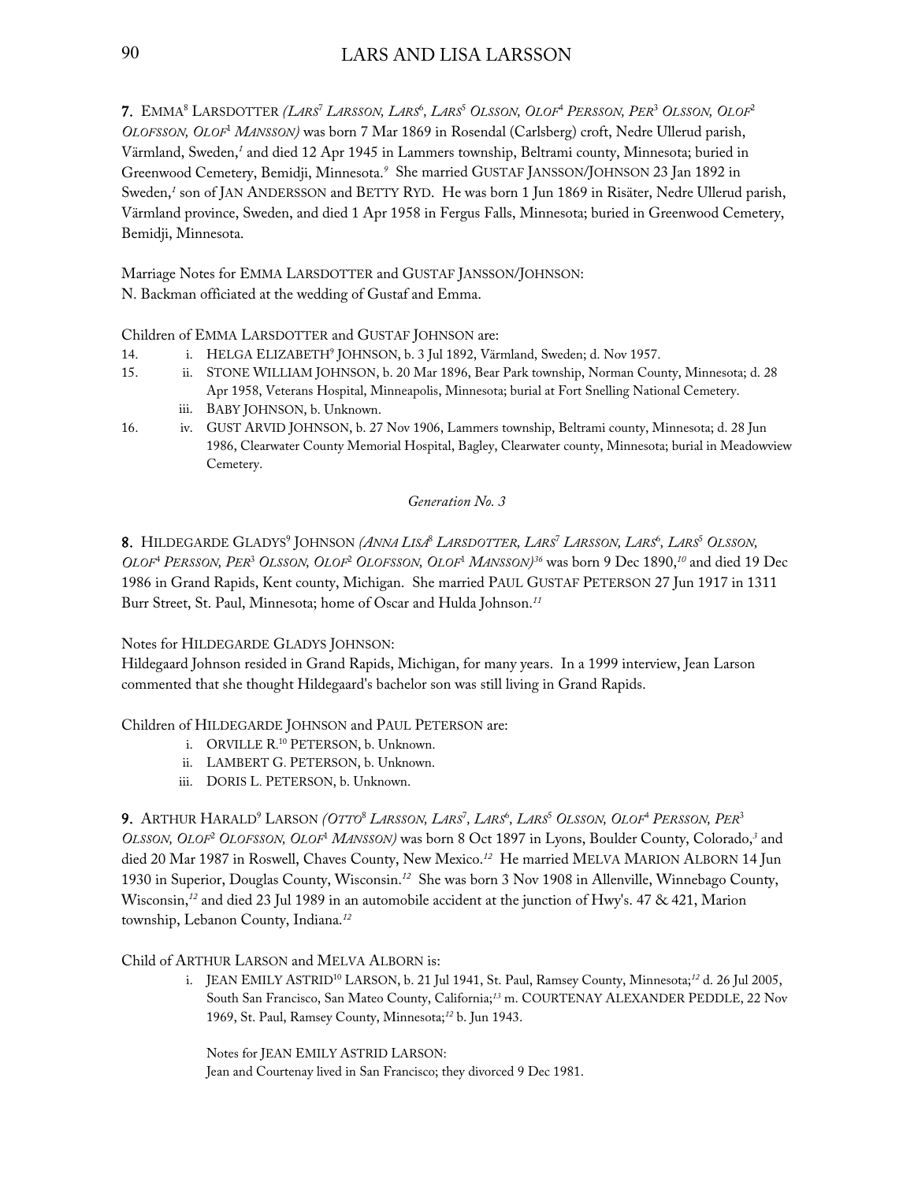**7.** EMMA[8] LARSDOTTER *(LARS[7] LARSSON, LARS[6], LARS[5] OLSSON, OLOF[4] PERSSON, PER[3] OLSSON, OLOF[2] OLOFSSON, OLOF[1] MANSSON)* was born 7 Mar 1869 in Rosendal (Carlsberg) croft, Nedre Ullerud parish, Värmland, Sweden,[1] and died 12 Apr 1945 in Lammers township, Beltrami county, Minnesota; buried in Greenwood Cemetery, Bemidji, Minnesota.[9] She married GUSTAF JANSSON/JOHNSON 23 Jan 1892 in Sweden,[1] son of JAN ANDERSSON and BETTY RYD. He was born 1 Jun 1869 in Risäter, Nedre Ullerud parish, Värmland province, Sweden, and died 1 Apr 1958 in Fergus Falls, Minnesota; buried in Greenwood Cemetery, Bemidji, Minnesota.

Marriage Notes for EMMA LARSDOTTER and GUSTAF JANSSON/JOHNSON:
N. Backman officiated at the wedding of Gustaf and Emma.

Children of EMMA LARSDOTTER and GUSTAF JOHNSON are:

14. i. HELGA ELIZABETH[9] JOHNSON, b. 3 Jul 1892, Värmland, Sweden; d. Nov 1957.
15. ii. STONE WILLIAM JOHNSON, b. 20 Mar 1896, Bear Park township, Norman County, Minnesota; d. 28 Apr 1958, Veterans Hospital, Minneapolis, Minnesota; burial at Fort Snelling National Cemetery.
    iii. BABY JOHNSON, b. Unknown.
16. iv. GUST ARVID JOHNSON, b. 27 Nov 1906, Lammers township, Beltrami county, Minnesota; d. 28 Jun 1986, Clearwater County Memorial Hospital, Bagley, Clearwater county, Minnesota; burial in Meadowview Cemetery.

*Generation No. 3*

**8.** HILDEGARDE GLADYS[9] JOHNSON *(ANNA LISA[8] LARSDOTTER, LARS[7] LARSSON, LARS[6], LARS[5] OLSSON, OLOF[4] PERSSON, PER[3] OLSSON, OLOF[2] OLOFSSON, OLOF[1] MANSSON)*[36] was born 9 Dec 1890,[10] and died 19 Dec 1986 in Grand Rapids, Kent county, Michigan. She married PAUL GUSTAF PETERSON 27 Jun 1917 in 1311 Burr Street, St. Paul, Minnesota; home of Oscar and Hulda Johnson.[11]

Notes for HILDEGARDE GLADYS JOHNSON:
Hildegaard Johnson resided in Grand Rapids, Michigan, for many years. In a 1999 interview, Jean Larson commented that she thought Hildegaard's bachelor son was still living in Grand Rapids.

Children of HILDEGARDE JOHNSON and PAUL PETERSON are:

i. ORVILLE R.[10] PETERSON, b. Unknown.
ii. LAMBERT G. PETERSON, b. Unknown.
iii. DORIS L. PETERSON, b. Unknown.

**9.** ARTHUR HARALD[9] LARSON *(OTTO[8] LARSSON, LARS[7], LARS[6], LARS[5] OLSSON, OLOF[4] PERSSON, PER[3] OLSSON, OLOF[2] OLOFSSON, OLOF[1] MANSSON)* was born 8 Oct 1897 in Lyons, Boulder County, Colorado,[3] and died 20 Mar 1987 in Roswell, Chaves County, New Mexico.[12] He married MELVA MARION ALBORN 14 Jun 1930 in Superior, Douglas County, Wisconsin.[12] She was born 3 Nov 1908 in Allenville, Winnebago County, Wisconsin,[12] and died 23 Jul 1989 in an automobile accident at the junction of Hwy's. 47 & 421, Marion township, Lebanon County, Indiana.[12]

Child of ARTHUR LARSON and MELVA ALBORN is:

i. JEAN EMILY ASTRID[10] LARSON, b. 21 Jul 1941, St. Paul, Ramsey County, Minnesota;[12] d. 26 Jul 2005, South San Francisco, San Mateo County, California;[13] m. COURTENAY ALEXANDER PEDDLE, 22 Nov 1969, St. Paul, Ramsey County, Minnesota;[12] b. Jun 1943.

   Notes for JEAN EMILY ASTRID LARSON:
   Jean and Courtenay lived in San Francisco; they divorced 9 Dec 1981.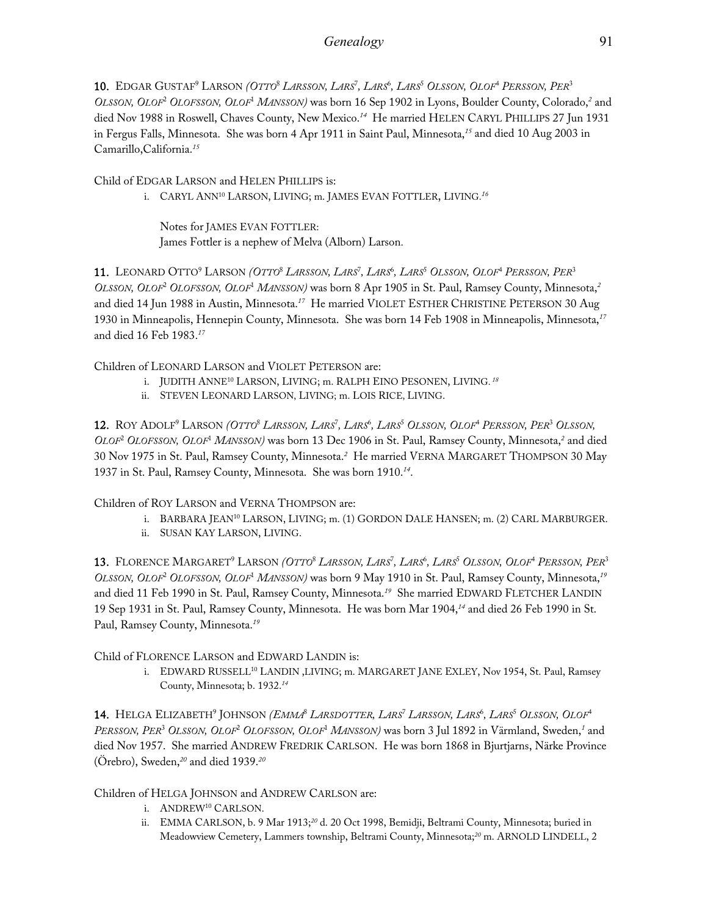**10.** EDGAR GUSTAF[9] LARSON *(OTTO[8] LARSSON, LARS[7], LARS[6], LARS[5] OLSSON, OLOF[4] PERSSON, PER[3] OLSSON, OLOF[2] OLOFSSON, OLOF[1] MANSSON)* was born 16 Sep 1902 in Lyons, Boulder County, Colorado,[2] and died Nov 1988 in Roswell, Chaves County, New Mexico.[14] He married HELEN CARYL PHILLIPS 27 Jun 1931 in Fergus Falls, Minnesota. She was born 4 Apr 1911 in Saint Paul, Minnesota,[15] and died 10 Aug 2003 in Camarillo,California.[15]

Child of EDGAR LARSON and HELEN PHILLIPS is:

i. CARYL ANN[10] LARSON, LIVING; m. JAMES EVAN FOTTLER, LIVING.[16]

Notes for JAMES EVAN FOTTLER:
James Fottler is a nephew of Melva (Alborn) Larson.

**11.** LEONARD OTTO[9] LARSON *(OTTO[8] LARSSON, LARS[7], LARS[6], LARS[5] OLSSON, OLOF[4] PERSSON, PER[3] OLSSON, OLOF[2] OLOFSSON, OLOF[1] MANSSON)* was born 8 Apr 1905 in St. Paul, Ramsey County, Minnesota,[2] and died 14 Jun 1988 in Austin, Minnesota.[17] He married VIOLET ESTHER CHRISTINE PETERSON 30 Aug 1930 in Minneapolis, Hennepin County, Minnesota. She was born 14 Feb 1908 in Minneapolis, Minnesota,[17] and died 16 Feb 1983.[17]

Children of LEONARD LARSON and VIOLET PETERSON are:

i. JUDITH ANNE[10] LARSON, LIVING; m. RALPH EINO PESONEN, LIVING.[18]

ii. STEVEN LEONARD LARSON, LIVING; m. LOIS RICE, LIVING.

**12.** ROY ADOLF[9] LARSON *(OTTO[8] LARSSON, LARS[7], LARS[6], LARS[5] OLSSON, OLOF[4] PERSSON, PER[3] OLSSON, OLOF[2] OLOFSSON, OLOF[1] MANSSON)* was born 13 Dec 1906 in St. Paul, Ramsey County, Minnesota,[2] and died 30 Nov 1975 in St. Paul, Ramsey County, Minnesota.[2] He married VERNA MARGARET THOMPSON 30 May 1937 in St. Paul, Ramsey County, Minnesota. She was born 1910.[14].

Children of ROY LARSON and VERNA THOMPSON are:

i. BARBARA JEAN[10] LARSON, LIVING; m. (1) GORDON DALE HANSEN; m. (2) CARL MARBURGER.

ii. SUSAN KAY LARSON, LIVING.

**13.** FLORENCE MARGARET[9] LARSON *(OTTO[8] LARSSON, LARS[7], LARS[6], LARS[5] OLSSON, OLOF[4] PERSSON, PER[3] OLSSON, OLOF[2] OLOFSSON, OLOF[1] MANSSON)* was born 9 May 1910 in St. Paul, Ramsey County, Minnesota,[19] and died 11 Feb 1990 in St. Paul, Ramsey County, Minnesota.[19] She married EDWARD FLETCHER LANDIN 19 Sep 1931 in St. Paul, Ramsey County, Minnesota. He was born Mar 1904,[14] and died 26 Feb 1990 in St. Paul, Ramsey County, Minnesota.[19]

Child of FLORENCE LARSON and EDWARD LANDIN is:

i. EDWARD RUSSELL[10] LANDIN ,LIVING; m. MARGARET JANE EXLEY, Nov 1954, St. Paul, Ramsey County, Minnesota; b. 1932.[14]

**14.** HELGA ELIZABETH[9] JOHNSON *(EMMA[8] LARSDOTTER, LARS[7] LARSSON, LARS[6], LARS[5] OLSSON, OLOF[4] PERSSON, PER[3] OLSSON, OLOF[2] OLOFSSON, OLOF[1] MANSSON)* was born 3 Jul 1892 in Värmland, Sweden,[1] and died Nov 1957. She married ANDREW FREDRIK CARLSON. He was born 1868 in Bjurtjarns, Närke Province (Örebro), Sweden,[20] and died 1939.[20]

Children of HELGA JOHNSON and ANDREW CARLSON are:

i. ANDREW[10] CARLSON.

ii. EMMA CARLSON, b. 9 Mar 1913;[20] d. 20 Oct 1998, Bemidji, Beltrami County, Minnesota; buried in Meadowview Cemetery, Lammers township, Beltrami County, Minnesota;[20] m. ARNOLD LINDELL, 2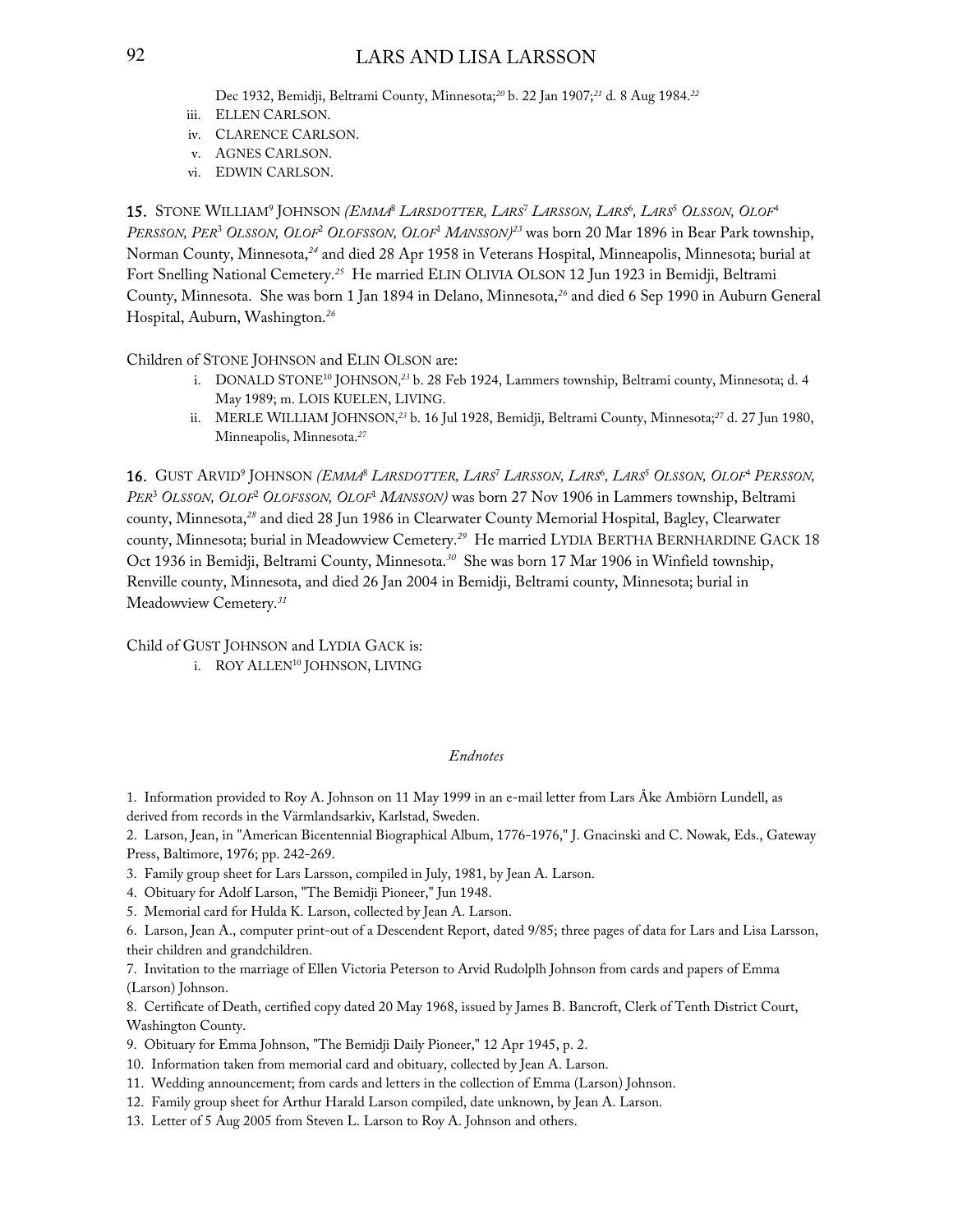Dec 1932, Bemidji, Beltrami County, Minnesota;[20] b. 22 Jan 1907;[21] d. 8 Aug 1984.[22]

iii. ELLEN CARLSON.

iv. CLARENCE CARLSON.

v. AGNES CARLSON.

vi. EDWIN CARLSON.

**15.** STONE WILLIAM[9] JOHNSON *(EMMA[8] LARSDOTTER, LARS[7] LARSSON, LARS[6], LARS[5] OLSSON, OLOF[4] PERSSON, PER[3] OLSSON, OLOF[2] OLOFSSON, OLOF[1] MANSSON)*[23] was born 20 Mar 1896 in Bear Park township, Norman County, Minnesota,[24] and died 28 Apr 1958 in Veterans Hospital, Minneapolis, Minnesota; burial at Fort Snelling National Cemetery.[25] He married ELIN OLIVIA OLSON 12 Jun 1923 in Bemidji, Beltrami County, Minnesota. She was born 1 Jan 1894 in Delano, Minnesota,[26] and died 6 Sep 1990 in Auburn General Hospital, Auburn, Washington.[26]

Children of STONE JOHNSON and ELIN OLSON are:

i. DONALD STONE[10] JOHNSON,[23] b. 28 Feb 1924, Lammers township, Beltrami county, Minnesota; d. 4 May 1989; m. LOIS KUELEN, LIVING.

ii. MERLE WILLIAM JOHNSON,[23] b. 16 Jul 1928, Bemidji, Beltrami County, Minnesota;[27] d. 27 Jun 1980, Minneapolis, Minnesota.[27]

**16.** GUST ARVID[9] JOHNSON *(EMMA[8] LARSDOTTER, LARS[7] LARSSON, LARS[6], LARS[5] OLSSON, OLOF[4] PERSSON, PER[3] OLSSON, OLOF[2] OLOFSSON, OLOF[1] MANSSON)* was born 27 Nov 1906 in Lammers township, Beltrami county, Minnesota,[28] and died 28 Jun 1986 in Clearwater County Memorial Hospital, Bagley, Clearwater county, Minnesota; burial in Meadowview Cemetery.[29] He married LYDIA BERTHA BERNHARDINE GACK 18 Oct 1936 in Bemidji, Beltrami County, Minnesota.[30] She was born 17 Mar 1906 in Winfield township, Renville county, Minnesota, and died 26 Jan 2004 in Bemidji, Beltrami county, Minnesota; burial in Meadowview Cemetery.[31]

Child of GUST JOHNSON and LYDIA GACK is:

i. ROY ALLEN[10] JOHNSON, LIVING

*Endnotes*

1. Information provided to Roy A. Johnson on 11 May 1999 in an e-mail letter from Lars Åke Ambiörn Lundell, as derived from records in the Värmlandsarkiv, Karlstad, Sweden.
2. Larson, Jean, in "American Bicentennial Biographical Album, 1776-1976," J. Gnacinski and C. Nowak, Eds., Gateway Press, Baltimore, 1976; pp. 242-269.
3. Family group sheet for Lars Larsson, compiled in July, 1981, by Jean A. Larson.
4. Obituary for Adolf Larson, "The Bemidji Pioneer," Jun 1948.
5. Memorial card for Hulda K. Larson, collected by Jean A. Larson.
6. Larson, Jean A., computer print-out of a Descendent Report, dated 9/85; three pages of data for Lars and Lisa Larsson, their children and grandchildren.
7. Invitation to the marriage of Ellen Victoria Peterson to Arvid Rudolplh Johnson from cards and papers of Emma (Larson) Johnson.
8. Certificate of Death, certified copy dated 20 May 1968, issued by James B. Bancroft, Clerk of Tenth District Court, Washington County.
9. Obituary for Emma Johnson, "The Bemidji Daily Pioneer," 12 Apr 1945, p. 2.
10. Information taken from memorial card and obituary, collected by Jean A. Larson.
11. Wedding announcement; from cards and letters in the collection of Emma (Larson) Johnson.
12. Family group sheet for Arthur Harald Larson compiled, date unknown, by Jean A. Larson.
13. Letter of 5 Aug 2005 from Steven L. Larson to Roy A. Johnson and others.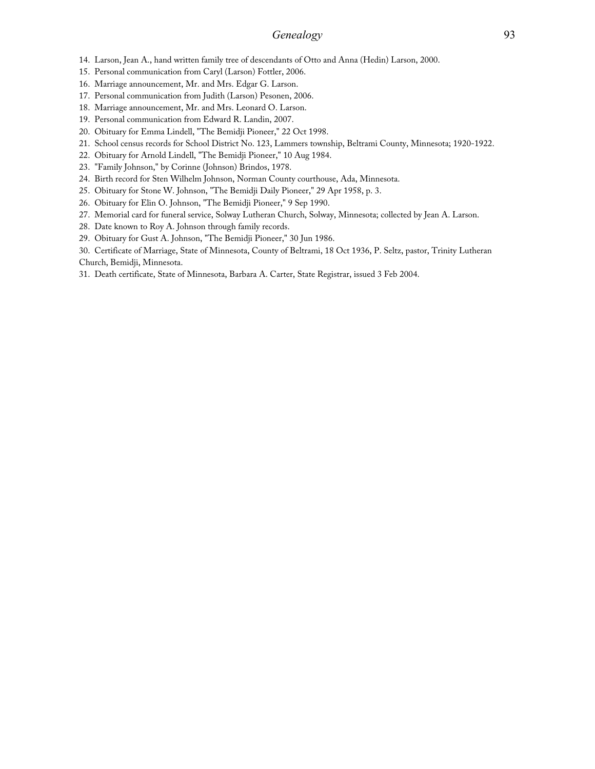14. Larson, Jean A., hand written family tree of descendants of Otto and Anna (Hedin) Larson, 2000.
15. Personal communication from Caryl (Larson) Fottler, 2006.
16. Marriage announcement, Mr. and Mrs. Edgar G. Larson.
17. Personal communication from Judith (Larson) Pesonen, 2006.
18. Marriage announcement, Mr. and Mrs. Leonard O. Larson.
19. Personal communication from Edward R. Landin, 2007.
20. Obituary for Emma Lindell, "The Bemidji Pioneer," 22 Oct 1998.
21. School census records for School District No. 123, Lammers township, Beltrami County, Minnesota; 1920-1922.
22. Obituary for Arnold Lindell, "The Bemidji Pioneer," 10 Aug 1984.
23. "Family Johnson," by Corinne (Johnson) Brindos, 1978.
24. Birth record for Sten Wilhelm Johnson, Norman County courthouse, Ada, Minnesota.
25. Obituary for Stone W. Johnson, "The Bemidji Daily Pioneer," 29 Apr 1958, p. 3.
26. Obituary for Elin O. Johnson, "The Bemidji Pioneer," 9 Sep 1990.
27. Memorial card for funeral service, Solway Lutheran Church, Solway, Minnesota; collected by Jean A. Larson.
28. Date known to Roy A. Johnson through family records.
29. Obituary for Gust A. Johnson, "The Bemidji Pioneer," 30 Jun 1986.
30. Certificate of Marriage, State of Minnesota, County of Beltrami, 18 Oct 1936, P. Seltz, pastor, Trinity Lutheran Church, Bemidji, Minnesota.
31. Death certificate, State of Minnesota, Barbara A. Carter, State Registrar, issued 3 Feb 2004.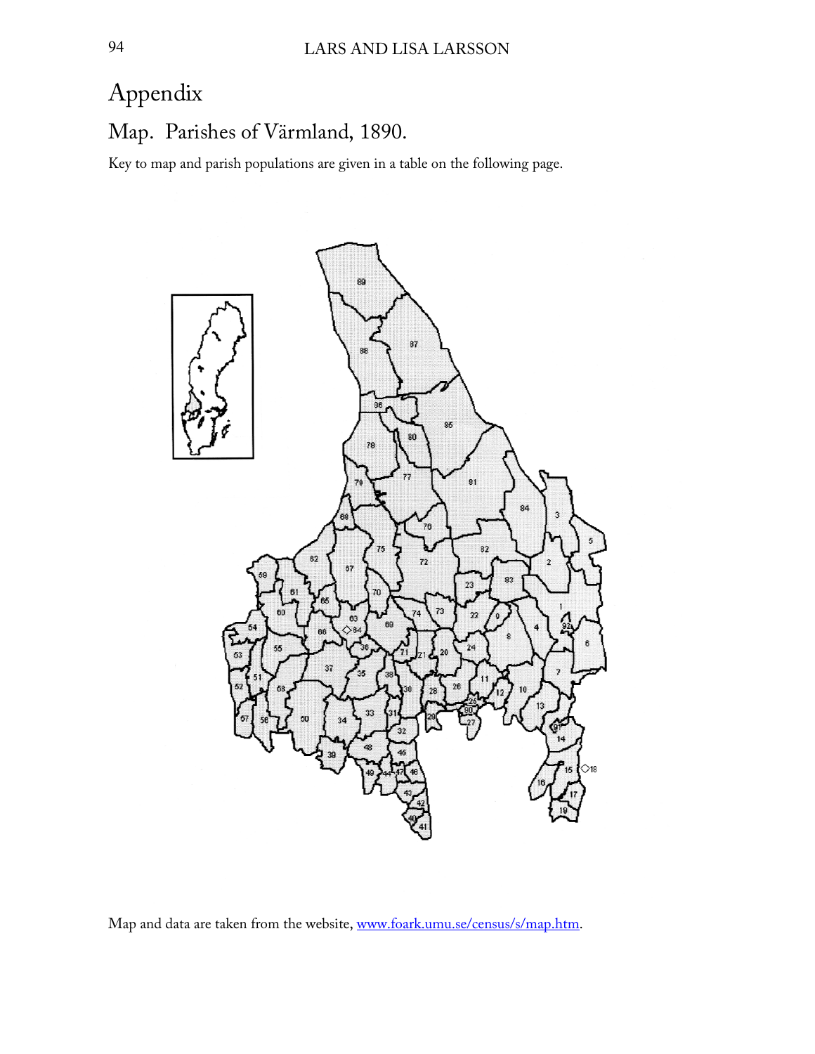# Appendix

## Map. Parishes of Värmland, 1890.

Key to map and parish populations are given in a table on the following page.

Map and data are taken from the website, www.foark.umu.se/census/s/map.htm.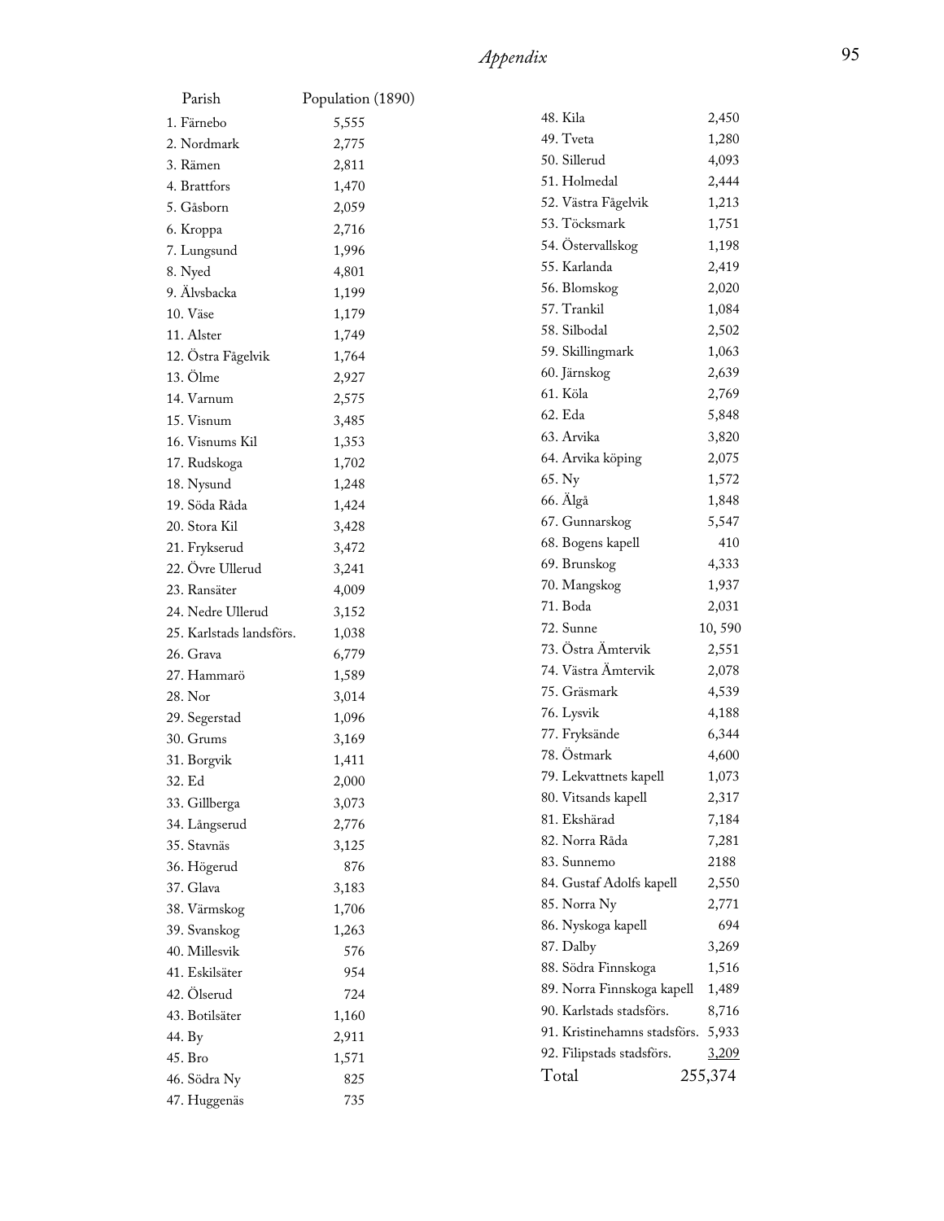| Parish | Population (1890) |
|---|---|
| 1. Färnebo | 5,555 |
| 2. Nordmark | 2,775 |
| 3. Rämen | 2,811 |
| 4. Brattfors | 1,470 |
| 5. Gåsborn | 2,059 |
| 6. Kroppa | 2,716 |
| 7. Lungsund | 1,996 |
| 8. Nyed | 4,801 |
| 9. Älvsbacka | 1,199 |
| 10. Väse | 1,179 |
| 11. Alster | 1,749 |
| 12. Östra Fågelvik | 1,764 |
| 13. Ölme | 2,927 |
| 14. Varnum | 2,575 |
| 15. Visnum | 3,485 |
| 16. Visnums Kil | 1,353 |
| 17. Rudskoga | 1,702 |
| 18. Nysund | 1,248 |
| 19. Söda Råda | 1,424 |
| 20. Stora Kil | 3,428 |
| 21. Frykserud | 3,472 |
| 22. Övre Ullerud | 3,241 |
| 23. Ransäter | 4,009 |
| 24. Nedre Ullerud | 3,152 |
| 25. Karlstads landsförs. | 1,038 |
| 26. Grava | 6,779 |
| 27. Hammarö | 1,589 |
| 28. Nor | 3,014 |
| 29. Segerstad | 1,096 |
| 30. Grums | 3,169 |
| 31. Borgvik | 1,411 |
| 32. Ed | 2,000 |
| 33. Gillberga | 3,073 |
| 34. Långserud | 2,776 |
| 35. Stavnäs | 3,125 |
| 36. Högerud | 876 |
| 37. Glava | 3,183 |
| 38. Värmskog | 1,706 |
| 39. Svanskog | 1,263 |
| 40. Millesvik | 576 |
| 41. Eskilsäter | 954 |
| 42. Ölserud | 724 |
| 43. Botilsäter | 1,160 |
| 44. By | 2,911 |
| 45. Bro | 1,571 |
| 46. Södra Ny | 825 |
| 47. Huggenäs | 735 |
| 48. Kila | 2,450 |
| 49. Tveta | 1,280 |
| 50. Sillerud | 4,093 |
| 51. Holmedal | 2,444 |
| 52. Västra Fågelvik | 1,213 |
| 53. Töcksmark | 1,751 |
| 54. Östervallskog | 1,198 |
| 55. Karlanda | 2,419 |
| 56. Blomskog | 2,020 |
| 57. Trankil | 1,084 |
| 58. Silbodal | 2,502 |
| 59. Skillingmark | 1,063 |
| 60. Järnskog | 2,639 |
| 61. Köla | 2,769 |
| 62. Eda | 5,848 |
| 63. Arvika | 3,820 |
| 64. Arvika köping | 2,075 |
| 65. Ny | 1,572 |
| 66. Älgå | 1,848 |
| 67. Gunnarskog | 5,547 |
| 68. Bogens kapell | 410 |
| 69. Brunskog | 4,333 |
| 70. Mangskog | 1,937 |
| 71. Boda | 2,031 |
| 72. Sunne | 10, 590 |
| 73. Östra Ämtervik | 2,551 |
| 74. Västra Ämtervik | 2,078 |
| 75. Gräsmark | 4,539 |
| 76. Lysvik | 4,188 |
| 77. Fryksände | 6,344 |
| 78. Östmark | 4,600 |
| 79. Lekvattnets kapell | 1,073 |
| 80. Vitsands kapell | 2,317 |
| 81. Ekshärad | 7,184 |
| 82. Norra Råda | 7,281 |
| 83. Sunnemo | 2188 |
| 84. Gustaf Adolfs kapell | 2,550 |
| 85. Norra Ny | 2,771 |
| 86. Nyskoga kapell | 694 |
| 87. Dalby | 3,269 |
| 88. Södra Finnskoga | 1,516 |
| 89. Norra Finnskoga kapell | 1,489 |
| 90. Karlstads stadsförs. | 8,716 |
| 91. Kristinehamns stadsförs. | 5,933 |
| 92. Filipstads stadsförs. | 3,209 |
| Total | 255,374 |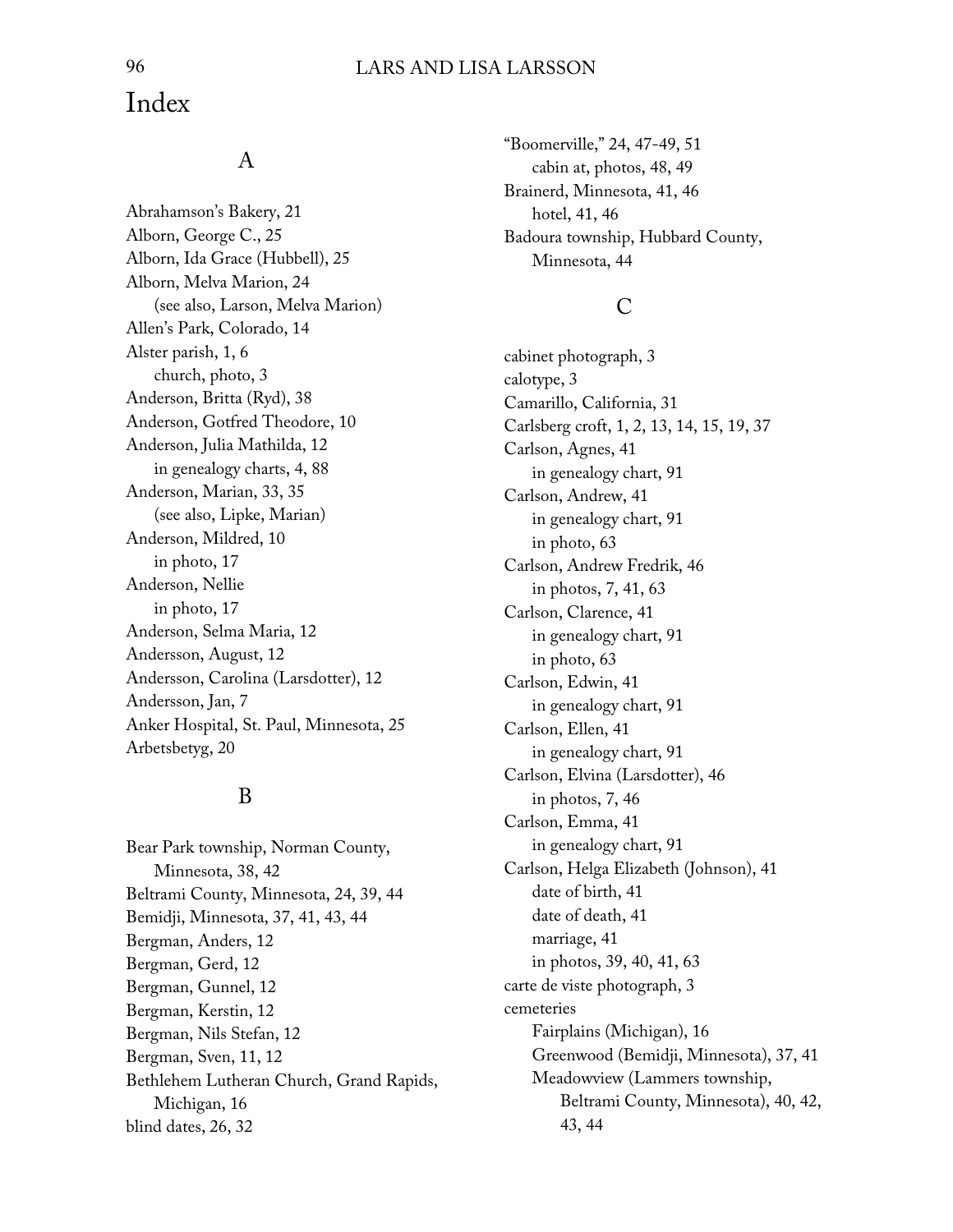# Index

## A

Abrahamson's Bakery, 21
Alborn, George C., 25
Alborn, Ida Grace (Hubbell), 25
Alborn, Melva Marion, 24
  (see also, Larson, Melva Marion)
Allen's Park, Colorado, 14
Alster parish, 1, 6
  church, photo, 3
Anderson, Britta (Ryd), 38
Anderson, Gotfred Theodore, 10
Anderson, Julia Mathilda, 12
  in genealogy charts, 4, 88
Anderson, Marian, 33, 35
  (see also, Lipke, Marian)
Anderson, Mildred, 10
  in photo, 17
Anderson, Nellie
  in photo, 17
Anderson, Selma Maria, 12
Andersson, August, 12
Andersson, Carolina (Larsdotter), 12
Andersson, Jan, 7
Anker Hospital, St. Paul, Minnesota, 25
Arbetsbetyg, 20

## B

Bear Park township, Norman County,
  Minnesota, 38, 42
Beltrami County, Minnesota, 24, 39, 44
Bemidji, Minnesota, 37, 41, 43, 44
Bergman, Anders, 12
Bergman, Gerd, 12
Bergman, Gunnel, 12
Bergman, Kerstin, 12
Bergman, Nils Stefan, 12
Bergman, Sven, 11, 12
Bethlehem Lutheran Church, Grand Rapids,
  Michigan, 16
blind dates, 26, 32
"Boomerville," 24, 47-49, 51
  cabin at, photos, 48, 49
Brainerd, Minnesota, 41, 46
  hotel, 41, 46
Badoura township, Hubbard County,
  Minnesota, 44

## C

cabinet photograph, 3
calotype, 3
Camarillo, California, 31
Carlsberg croft, 1, 2, 13, 14, 15, 19, 37
Carlson, Agnes, 41
  in genealogy chart, 91
Carlson, Andrew, 41
  in genealogy chart, 91
  in photo, 63
Carlson, Andrew Fredrik, 46
  in photos, 7, 41, 63
Carlson, Clarence, 41
  in genealogy chart, 91
  in photo, 63
Carlson, Edwin, 41
  in genealogy chart, 91
Carlson, Ellen, 41
  in genealogy chart, 91
Carlson, Elvina (Larsdotter), 46
  in photos, 7, 46
Carlson, Emma, 41
  in genealogy chart, 91
Carlson, Helga Elizabeth (Johnson), 41
  date of birth, 41
  date of death, 41
  marriage, 41
  in photos, 39, 40, 41, 63
carte de viste photograph, 3
cemeteries
  Fairplains (Michigan), 16
  Greenwood (Bemidji, Minnesota), 37, 41
  Meadowview (Lammers township,
    Beltrami County, Minnesota), 40, 42,
    43, 44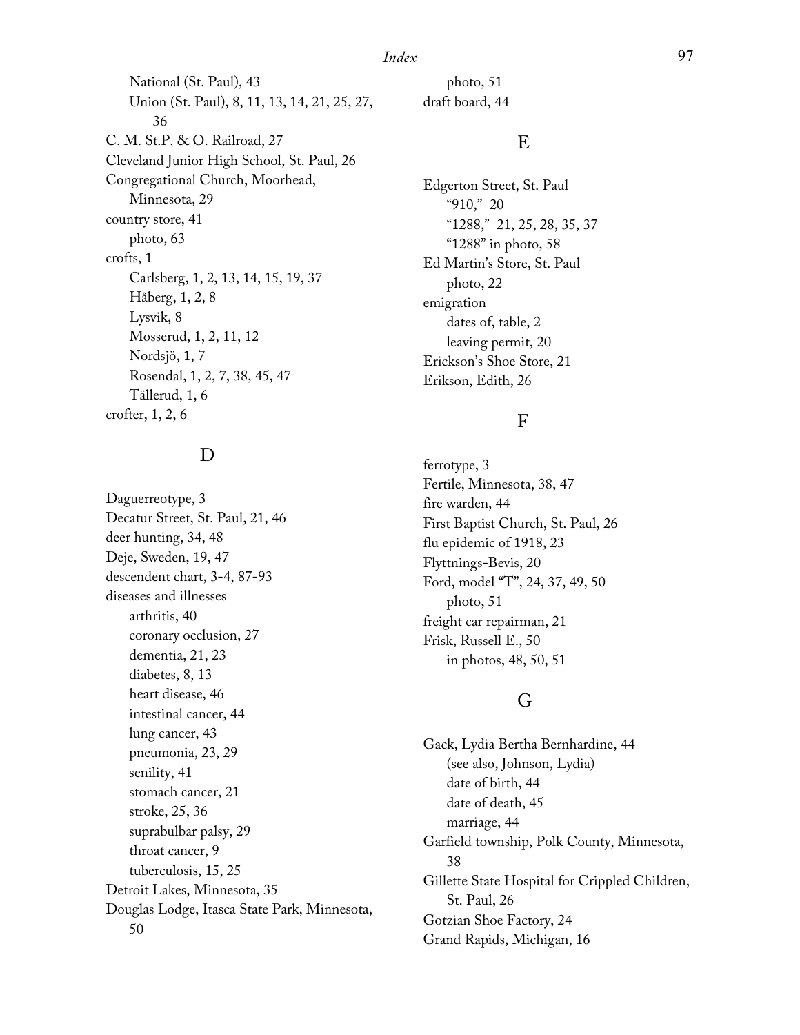National (St. Paul), 43
  Union (St. Paul), 8, 11, 13, 14, 21, 25, 27, 36

C. M. St.P. & O. Railroad, 27
Cleveland Junior High School, St. Paul, 26
Congregational Church, Moorhead, Minnesota, 29
country store, 41
  photo, 63
crofts, 1
  Carlsberg, 1, 2, 13, 14, 15, 19, 37
  Håberg, 1, 2, 8
  Lysvik, 8
  Mosserud, 1, 2, 11, 12
  Nordsjö, 1, 7
  Rosendal, 1, 2, 7, 38, 45, 47
  Tällerud, 1, 6
crofter, 1, 2, 6

## D

Daguerreotype, 3
Decatur Street, St. Paul, 21, 46
deer hunting, 34, 48
Deje, Sweden, 19, 47
descendent chart, 3-4, 87-93
diseases and illnesses
  arthritis, 40
  coronary occlusion, 27
  dementia, 21, 23
  diabetes, 8, 13
  heart disease, 46
  intestinal cancer, 44
  lung cancer, 43
  pneumonia, 23, 29
  senility, 41
  stomach cancer, 21
  stroke, 25, 36
  suprabulbar palsy, 29
  throat cancer, 9
  tuberculosis, 15, 25
Detroit Lakes, Minnesota, 35
Douglas Lodge, Itasca State Park, Minnesota, 50
  photo, 51
draft board, 44

## E

Edgerton Street, St. Paul
  "910," 20
  "1288," 21, 25, 28, 35, 37
  "1288" in photo, 58
Ed Martin's Store, St. Paul
  photo, 22
emigration
  dates of, table, 2
  leaving permit, 20
Erickson's Shoe Store, 21
Erikson, Edith, 26

## F

ferrotype, 3
Fertile, Minnesota, 38, 47
fire warden, 44
First Baptist Church, St. Paul, 26
flu epidemic of 1918, 23
Flyttnings-Bevis, 20
Ford, model "T", 24, 37, 49, 50
  photo, 51
freight car repairman, 21
Frisk, Russell E., 50
  in photos, 48, 50, 51

## G

Gack, Lydia Bertha Bernhardine, 44
  (see also, Johnson, Lydia)
  date of birth, 44
  date of death, 45
  marriage, 44
Garfield township, Polk County, Minnesota, 38
Gillette State Hospital for Crippled Children, St. Paul, 26
Gotzian Shoe Factory, 24
Grand Rapids, Michigan, 16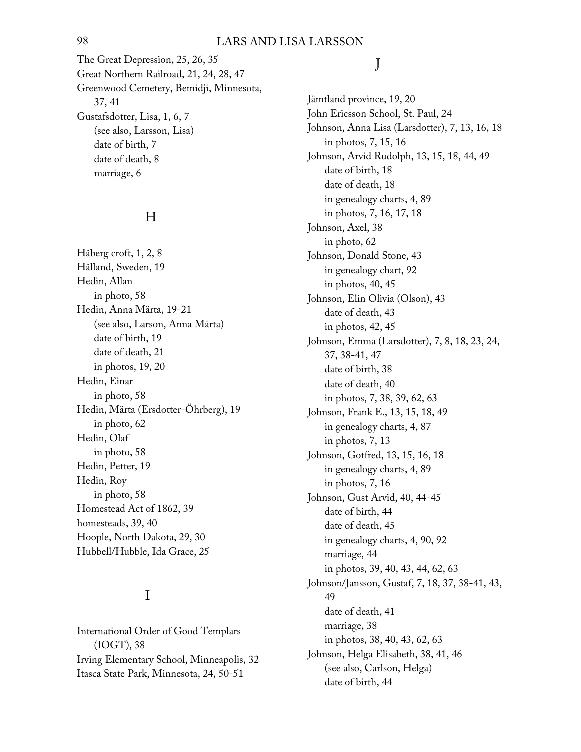The Great Depression, 25, 26, 35
Great Northern Railroad, 21, 24, 28, 47
Greenwood Cemetery, Bemidji, Minnesota, 37, 41
Gustafsdotter, Lisa, 1, 6, 7
  (see also, Larsson, Lisa)
  date of birth, 7
  date of death, 8
  marriage, 6

## H

Håberg croft, 1, 2, 8
Hålland, Sweden, 19
Hedin, Allan
  in photo, 58
Hedin, Anna Märta, 19-21
  (see also, Larson, Anna Märta)
  date of birth, 19
  date of death, 21
  in photos, 19, 20
Hedin, Einar
  in photo, 58
Hedin, Märta (Ersdotter-Öhrberg), 19
  in photo, 62
Hedin, Olaf
  in photo, 58
Hedin, Petter, 19
Hedin, Roy
  in photo, 58
Homestead Act of 1862, 39
homesteads, 39, 40
Hoople, North Dakota, 29, 30
Hubbell/Hubble, Ida Grace, 25

## I

International Order of Good Templars (IOGT), 38
Irving Elementary School, Minneapolis, 32
Itasca State Park, Minnesota, 24, 50-51

## J

Jämtland province, 19, 20
John Ericsson School, St. Paul, 24
Johnson, Anna Lisa (Larsdotter), 7, 13, 16, 18
  in photos, 7, 15, 16
Johnson, Arvid Rudolph, 13, 15, 18, 44, 49
  date of birth, 18
  date of death, 18
  in genealogy charts, 4, 89
  in photos, 7, 16, 17, 18
Johnson, Axel, 38
  in photo, 62
Johnson, Donald Stone, 43
  in genealogy chart, 92
  in photos, 40, 45
Johnson, Elin Olivia (Olson), 43
  date of death, 43
  in photos, 42, 45
Johnson, Emma (Larsdotter), 7, 8, 18, 23, 24, 37, 38-41, 47
  date of birth, 38
  date of death, 40
  in photos, 7, 38, 39, 62, 63
Johnson, Frank E., 13, 15, 18, 49
  in genealogy charts, 4, 87
  in photos, 7, 13
Johnson, Gotfred, 13, 15, 16, 18
  in genealogy charts, 4, 89
  in photos, 7, 16
Johnson, Gust Arvid, 40, 44-45
  date of birth, 44
  date of death, 45
  in genealogy charts, 4, 90, 92
  marriage, 44
  in photos, 39, 40, 43, 44, 62, 63
Johnson/Jansson, Gustaf, 7, 18, 37, 38-41, 43, 49
  date of death, 41
  marriage, 38
  in photos, 38, 40, 43, 62, 63
Johnson, Helga Elisabeth, 38, 41, 46
  (see also, Carlson, Helga)
  date of birth, 44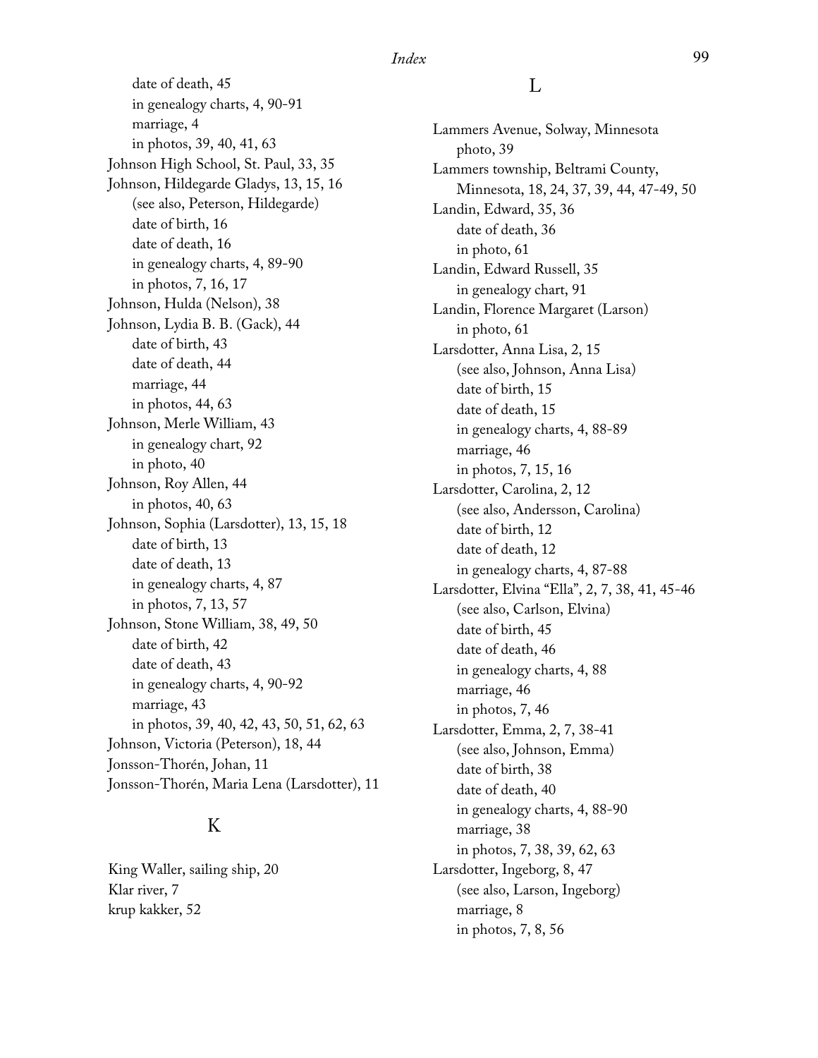date of death, 45
    in genealogy charts, 4, 90-91
    marriage, 4
    in photos, 39, 40, 41, 63
Johnson High School, St. Paul, 33, 35
Johnson, Hildegarde Gladys, 13, 15, 16
    (see also, Peterson, Hildegarde)
    date of birth, 16
    date of death, 16
    in genealogy charts, 4, 89-90
    in photos, 7, 16, 17
Johnson, Hulda (Nelson), 38
Johnson, Lydia B. B. (Gack), 44
    date of birth, 43
    date of death, 44
    marriage, 44
    in photos, 44, 63
Johnson, Merle William, 43
    in genealogy chart, 92
    in photo, 40
Johnson, Roy Allen, 44
    in photos, 40, 63
Johnson, Sophia (Larsdotter), 13, 15, 18
    date of birth, 13
    date of death, 13
    in genealogy charts, 4, 87
    in photos, 7, 13, 57
Johnson, Stone William, 38, 49, 50
    date of birth, 42
    date of death, 43
    in genealogy charts, 4, 90-92
    marriage, 43
    in photos, 39, 40, 42, 43, 50, 51, 62, 63
Johnson, Victoria (Peterson), 18, 44
Jonsson-Thorén, Johan, 11
Jonsson-Thorén, Maria Lena (Larsdotter), 11

## K

King Waller, sailing ship, 20
Klar river, 7
krup kakker, 52

## L

Lammers Avenue, Solway, Minnesota
    photo, 39
Lammers township, Beltrami County,
    Minnesota, 18, 24, 37, 39, 44, 47-49, 50
Landin, Edward, 35, 36
    date of death, 36
    in photo, 61
Landin, Edward Russell, 35
    in genealogy chart, 91
Landin, Florence Margaret (Larson)
    in photo, 61
Larsdotter, Anna Lisa, 2, 15
    (see also, Johnson, Anna Lisa)
    date of birth, 15
    date of death, 15
    in genealogy charts, 4, 88-89
    marriage, 46
    in photos, 7, 15, 16
Larsdotter, Carolina, 2, 12
    (see also, Andersson, Carolina)
    date of birth, 12
    date of death, 12
    in genealogy charts, 4, 87-88
Larsdotter, Elvina "Ella", 2, 7, 38, 41, 45-46
    (see also, Carlson, Elvina)
    date of birth, 45
    date of death, 46
    in genealogy charts, 4, 88
    marriage, 46
    in photos, 7, 46
Larsdotter, Emma, 2, 7, 38-41
    (see also, Johnson, Emma)
    date of birth, 38
    date of death, 40
    in genealogy charts, 4, 88-90
    marriage, 38
    in photos, 7, 38, 39, 62, 63
Larsdotter, Ingeborg, 8, 47
    (see also, Larson, Ingeborg)
    marriage, 8
    in photos, 7, 8, 56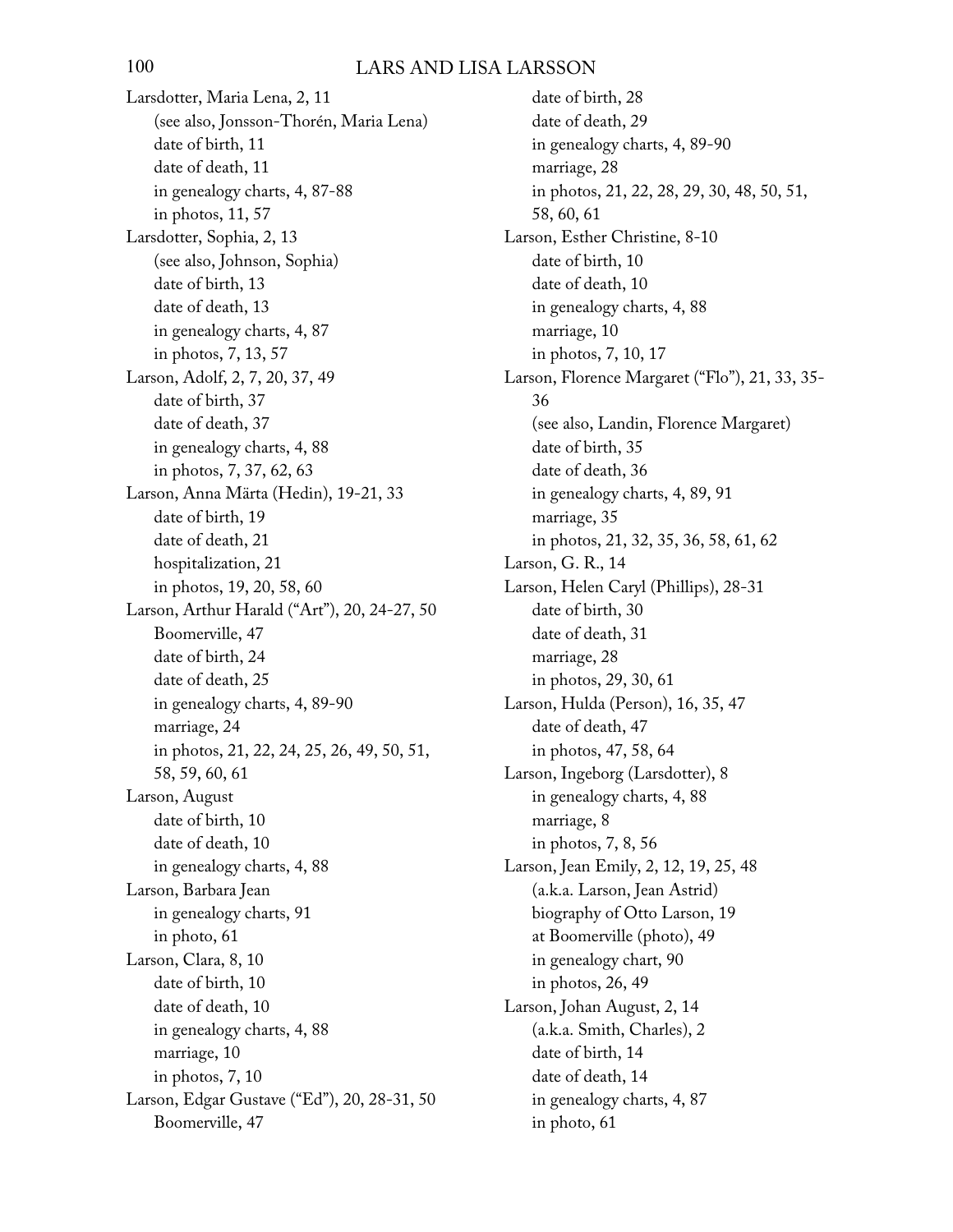Larsdotter, Maria Lena, 2, 11
    (see also, Jonsson-Thorén, Maria Lena)
    date of birth, 11
    date of death, 11
    in genealogy charts, 4, 87-88
    in photos, 11, 57

Larsdotter, Sophia, 2, 13
    (see also, Johnson, Sophia)
    date of birth, 13
    date of death, 13
    in genealogy charts, 4, 87
    in photos, 7, 13, 57

Larson, Adolf, 2, 7, 20, 37, 49
    date of birth, 37
    date of death, 37
    in genealogy charts, 4, 88
    in photos, 7, 37, 62, 63

Larson, Anna Märta (Hedin), 19-21, 33
    date of birth, 19
    date of death, 21
    hospitalization, 21
    in photos, 19, 20, 58, 60

Larson, Arthur Harald ("Art"), 20, 24-27, 50
    Boomerville, 47
    date of birth, 24
    date of death, 25
    in genealogy charts, 4, 89-90
    marriage, 24
    in photos, 21, 22, 24, 25, 26, 49, 50, 51, 58, 59, 60, 61

Larson, August
    date of birth, 10
    date of death, 10
    in genealogy charts, 4, 88

Larson, Barbara Jean
    in genealogy charts, 91
    in photo, 61

Larson, Clara, 8, 10
    date of birth, 10
    date of death, 10
    in genealogy charts, 4, 88
    marriage, 10
    in photos, 7, 10

Larson, Edgar Gustave ("Ed"), 20, 28-31, 50
    Boomerville, 47
    date of birth, 28
    date of death, 29
    in genealogy charts, 4, 89-90
    marriage, 28
    in photos, 21, 22, 28, 29, 30, 48, 50, 51, 58, 60, 61

Larson, Esther Christine, 8-10
    date of birth, 10
    date of death, 10
    in genealogy charts, 4, 88
    marriage, 10
    in photos, 7, 10, 17

Larson, Florence Margaret ("Flo"), 21, 33, 35-36
    (see also, Landin, Florence Margaret)
    date of birth, 35
    date of death, 36
    in genealogy charts, 4, 89, 91
    marriage, 35
    in photos, 21, 32, 35, 36, 58, 61, 62

Larson, G. R., 14

Larson, Helen Caryl (Phillips), 28-31
    date of birth, 30
    date of death, 31
    marriage, 28
    in photos, 29, 30, 61

Larson, Hulda (Person), 16, 35, 47
    date of death, 47
    in photos, 47, 58, 64

Larson, Ingeborg (Larsdotter), 8
    in genealogy charts, 4, 88
    marriage, 8
    in photos, 7, 8, 56

Larson, Jean Emily, 2, 12, 19, 25, 48
    (a.k.a. Larson, Jean Astrid)
    biography of Otto Larson, 19
    at Boomerville (photo), 49
    in genealogy chart, 90
    in photos, 26, 49

Larson, Johan August, 2, 14
    (a.k.a. Smith, Charles), 2
    date of birth, 14
    date of death, 14
    in genealogy charts, 4, 87
    in photo, 61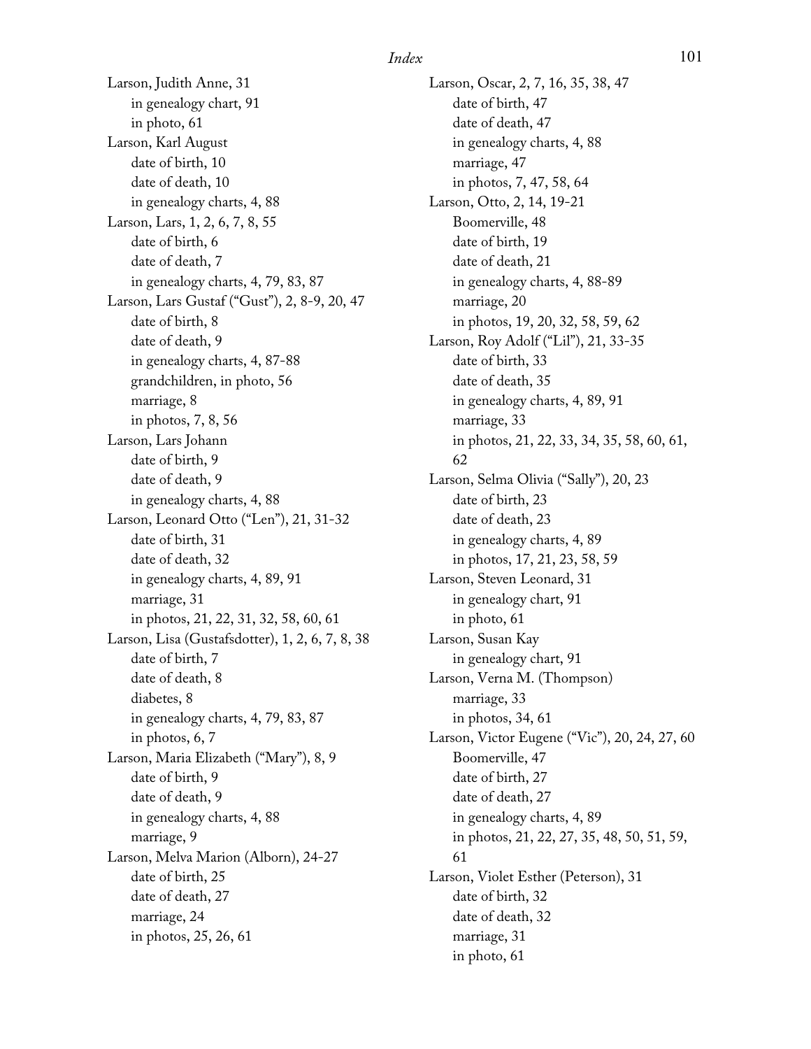Larson, Judith Anne, 31
- in genealogy chart, 91
- in photo, 61

Larson, Karl August
- date of birth, 10
- date of death, 10
- in genealogy charts, 4, 88

Larson, Lars, 1, 2, 6, 7, 8, 55
- date of birth, 6
- date of death, 7
- in genealogy charts, 4, 79, 83, 87

Larson, Lars Gustaf ("Gust"), 2, 8-9, 20, 47
- date of birth, 8
- date of death, 9
- in genealogy charts, 4, 87-88
- grandchildren, in photo, 56
- marriage, 8
- in photos, 7, 8, 56

Larson, Lars Johann
- date of birth, 9
- date of death, 9
- in genealogy charts, 4, 88

Larson, Leonard Otto ("Len"), 21, 31-32
- date of birth, 31
- date of death, 32
- in genealogy charts, 4, 89, 91
- marriage, 31
- in photos, 21, 22, 31, 32, 58, 60, 61

Larson, Lisa (Gustafsdotter), 1, 2, 6, 7, 8, 38
- date of birth, 7
- date of death, 8
- diabetes, 8
- in genealogy charts, 4, 79, 83, 87
- in photos, 6, 7

Larson, Maria Elizabeth ("Mary"), 8, 9
- date of birth, 9
- date of death, 9
- in genealogy charts, 4, 88
- marriage, 9

Larson, Melva Marion (Alborn), 24-27
- date of birth, 25
- date of death, 27
- marriage, 24
- in photos, 25, 26, 61

Larson, Oscar, 2, 7, 16, 35, 38, 47
- date of birth, 47
- date of death, 47
- in genealogy charts, 4, 88
- marriage, 47
- in photos, 7, 47, 58, 64

Larson, Otto, 2, 14, 19-21
- Boomerville, 48
- date of birth, 19
- date of death, 21
- in genealogy charts, 4, 88-89
- marriage, 20
- in photos, 19, 20, 32, 58, 59, 62

Larson, Roy Adolf ("Lil"), 21, 33-35
- date of birth, 33
- date of death, 35
- in genealogy charts, 4, 89, 91
- marriage, 33
- in photos, 21, 22, 33, 34, 35, 58, 60, 61, 62

Larson, Selma Olivia ("Sally"), 20, 23
- date of birth, 23
- date of death, 23
- in genealogy charts, 4, 89
- in photos, 17, 21, 23, 58, 59

Larson, Steven Leonard, 31
- in genealogy chart, 91
- in photo, 61

Larson, Susan Kay
- in genealogy chart, 91

Larson, Verna M. (Thompson)
- marriage, 33
- in photos, 34, 61

Larson, Victor Eugene ("Vic"), 20, 24, 27, 60
- Boomerville, 47
- date of birth, 27
- date of death, 27
- in genealogy charts, 4, 89
- in photos, 21, 22, 27, 35, 48, 50, 51, 59, 61

Larson, Violet Esther (Peterson), 31
- date of birth, 32
- date of death, 32
- marriage, 31
- in photo, 61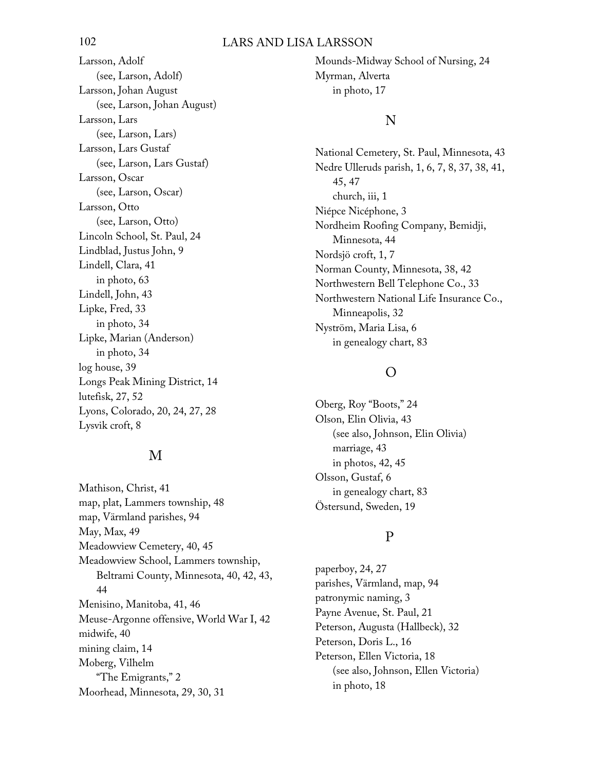Larsson, Adolf
  (see, Larson, Adolf)
Larsson, Johan August
  (see, Larson, Johan August)
Larsson, Lars
  (see, Larson, Lars)
Larsson, Lars Gustaf
  (see, Larson, Lars Gustaf)
Larsson, Oscar
  (see, Larson, Oscar)
Larsson, Otto
  (see, Larson, Otto)
Lincoln School, St. Paul, 24
Lindblad, Justus John, 9
Lindell, Clara, 41
  in photo, 63
Lindell, John, 43
Lipke, Fred, 33
  in photo, 34
Lipke, Marian (Anderson)
  in photo, 34
log house, 39
Longs Peak Mining District, 14
lutefisk, 27, 52
Lyons, Colorado, 20, 24, 27, 28
Lysvik croft, 8

## M

Mathison, Christ, 41
map, plat, Lammers township, 48
map, Värmland parishes, 94
May, Max, 49
Meadowview Cemetery, 40, 45
Meadowview School, Lammers township, Beltrami County, Minnesota, 40, 42, 43, 44
Menisino, Manitoba, 41, 46
Meuse-Argonne offensive, World War I, 42
midwife, 40
mining claim, 14
Moberg, Vilhelm
  "The Emigrants," 2
Moorhead, Minnesota, 29, 30, 31
Mounds-Midway School of Nursing, 24
Myrman, Alverta
  in photo, 17

## N

National Cemetery, St. Paul, Minnesota, 43
Nedre Ulleruds parish, 1, 6, 7, 8, 37, 38, 41, 45, 47
  church, iii, 1
Niépce Nicéphone, 3
Nordheim Roofing Company, Bemidji, Minnesota, 44
Nordsjö croft, 1, 7
Norman County, Minnesota, 38, 42
Northwestern Bell Telephone Co., 33
Northwestern National Life Insurance Co., Minneapolis, 32
Nyström, Maria Lisa, 6
  in genealogy chart, 83

## O

Oberg, Roy "Boots," 24
Olson, Elin Olivia, 43
  (see also, Johnson, Elin Olivia)
  marriage, 43
  in photos, 42, 45
Olsson, Gustaf, 6
  in genealogy chart, 83
Östersund, Sweden, 19

## P

paperboy, 24, 27
parishes, Värmland, map, 94
patronymic naming, 3
Payne Avenue, St. Paul, 21
Peterson, Augusta (Hallbeck), 32
Peterson, Doris L., 16
Peterson, Ellen Victoria, 18
  (see also, Johnson, Ellen Victoria)
  in photo, 18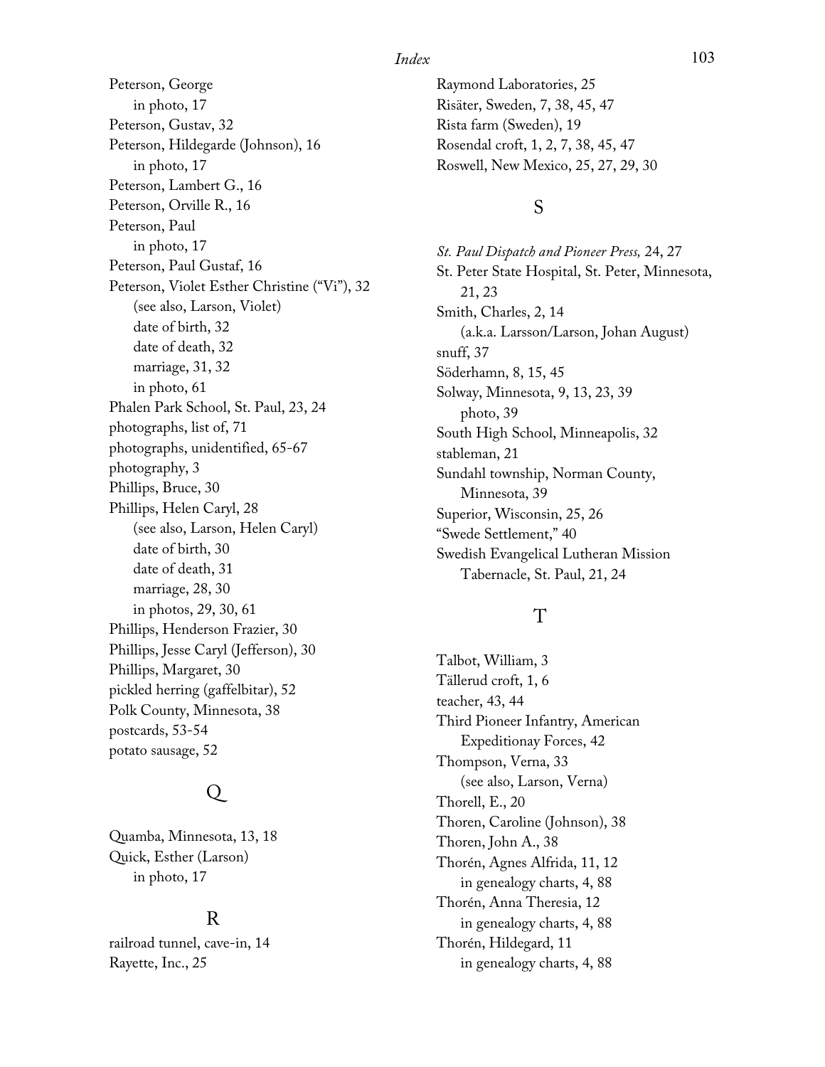Peterson, George
    in photo, 17
Peterson, Gustav, 32
Peterson, Hildegarde (Johnson), 16
    in photo, 17
Peterson, Lambert G., 16
Peterson, Orville R., 16
Peterson, Paul
    in photo, 17
Peterson, Paul Gustaf, 16
Peterson, Violet Esther Christine ("Vi"), 32
    (see also, Larson, Violet)
    date of birth, 32
    date of death, 32
    marriage, 31, 32
    in photo, 61
Phalen Park School, St. Paul, 23, 24
photographs, list of, 71
photographs, unidentified, 65-67
photography, 3
Phillips, Bruce, 30
Phillips, Helen Caryl, 28
    (see also, Larson, Helen Caryl)
    date of birth, 30
    date of death, 31
    marriage, 28, 30
    in photos, 29, 30, 61
Phillips, Henderson Frazier, 30
Phillips, Jesse Caryl (Jefferson), 30
Phillips, Margaret, 30
pickled herring (gaffelbitar), 52
Polk County, Minnesota, 38
postcards, 53-54
potato sausage, 52

## Q

Quamba, Minnesota, 13, 18
Quick, Esther (Larson)
    in photo, 17

## R

railroad tunnel, cave-in, 14
Rayette, Inc., 25
Raymond Laboratories, 25
Risäter, Sweden, 7, 38, 45, 47
Rista farm (Sweden), 19
Rosendal croft, 1, 2, 7, 38, 45, 47
Roswell, New Mexico, 25, 27, 29, 30

## S

*St. Paul Dispatch and Pioneer Press,* 24, 27
St. Peter State Hospital, St. Peter, Minnesota, 21, 23
Smith, Charles, 2, 14
    (a.k.a. Larsson/Larson, Johan August)
snuff, 37
Söderhamn, 8, 15, 45
Solway, Minnesota, 9, 13, 23, 39
    photo, 39
South High School, Minneapolis, 32
stableman, 21
Sundahl township, Norman County, Minnesota, 39
Superior, Wisconsin, 25, 26
"Swede Settlement," 40
Swedish Evangelical Lutheran Mission Tabernacle, St. Paul, 21, 24

## T

Talbot, William, 3
Tällerud croft, 1, 6
teacher, 43, 44
Third Pioneer Infantry, American Expeditionay Forces, 42
Thompson, Verna, 33
    (see also, Larson, Verna)
Thorell, E., 20
Thoren, Caroline (Johnson), 38
Thoren, John A., 38
Thorén, Agnes Alfrida, 11, 12
    in genealogy charts, 4, 88
Thorén, Anna Theresia, 12
    in genealogy charts, 4, 88
Thorén, Hildegard, 11
    in genealogy charts, 4, 88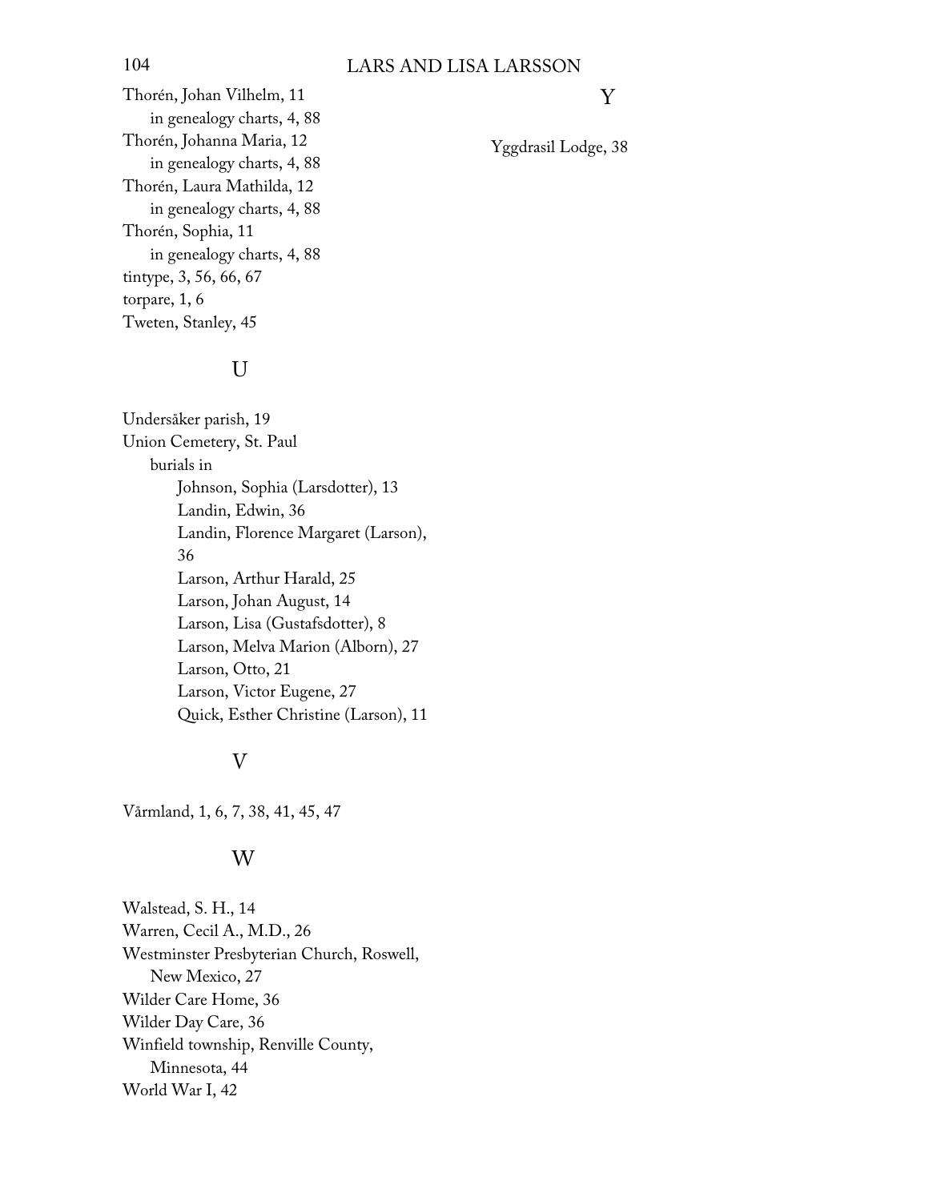Thorén, Johan Vilhelm, 11
  in genealogy charts, 4, 88
Thorén, Johanna Maria, 12
  in genealogy charts, 4, 88
Thorén, Laura Mathilda, 12
  in genealogy charts, 4, 88
Thorén, Sophia, 11
  in genealogy charts, 4, 88
tintype, 3, 56, 66, 67
torpare, 1, 6
Tweten, Stanley, 45

## U

Undersåker parish, 19
Union Cemetery, St. Paul
  burials in
    Johnson, Sophia (Larsdotter), 13
    Landin, Edwin, 36
    Landin, Florence Margaret (Larson), 36
    Larson, Arthur Harald, 25
    Larson, Johan August, 14
    Larson, Lisa (Gustafsdotter), 8
    Larson, Melva Marion (Alborn), 27
    Larson, Otto, 21
    Larson, Victor Eugene, 27
    Quick, Esther Christine (Larson), 11

## V

Vårmland, 1, 6, 7, 38, 41, 45, 47

## W

Walstead, S. H., 14
Warren, Cecil A., M.D., 26
Westminster Presbyterian Church, Roswell, New Mexico, 27
Wilder Care Home, 36
Wilder Day Care, 36
Winfield township, Renville County, Minnesota, 44
World War I, 42

## Y

Yggdrasil Lodge, 38